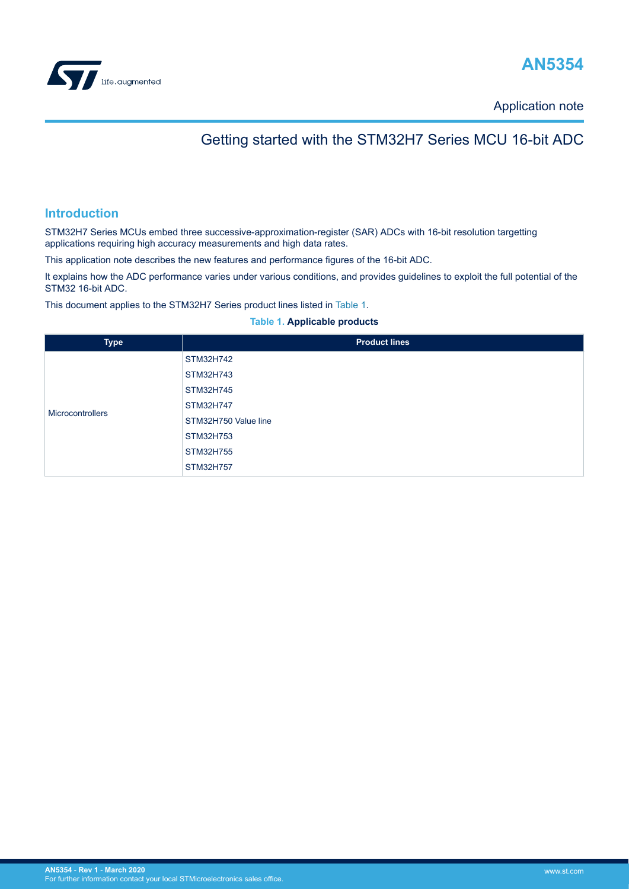# AN5354

Application note

## Getting started with the STM32H7 Series MCU 16-bit ADC

## Introduction

STM32H7 Series MCUs embed three successive-approximation-register (SAR) ADCs with 16-bit resolution targetting applications requiring high accuracy measurements and high data rates.

This application note describes the new features and performance figures of the 16-bit ADC.

It explains how the ADC performance varies under various conditions, and provides guidelines to exploit the full potential of the STM32 16-bit ADC.

This document applies to the STM32H7 Series product lines listed in Table 1.

**Table 1. Applicable products**

| Type | Product lines |
|---|---|
| Microcontrollers | STM32H742 |
| | STM32H743 |
| | STM32H745 |
| | STM32H747 |
| | STM32H750 Value line |
| | STM32H753 |
| | STM32H755 |
| | STM32H757 |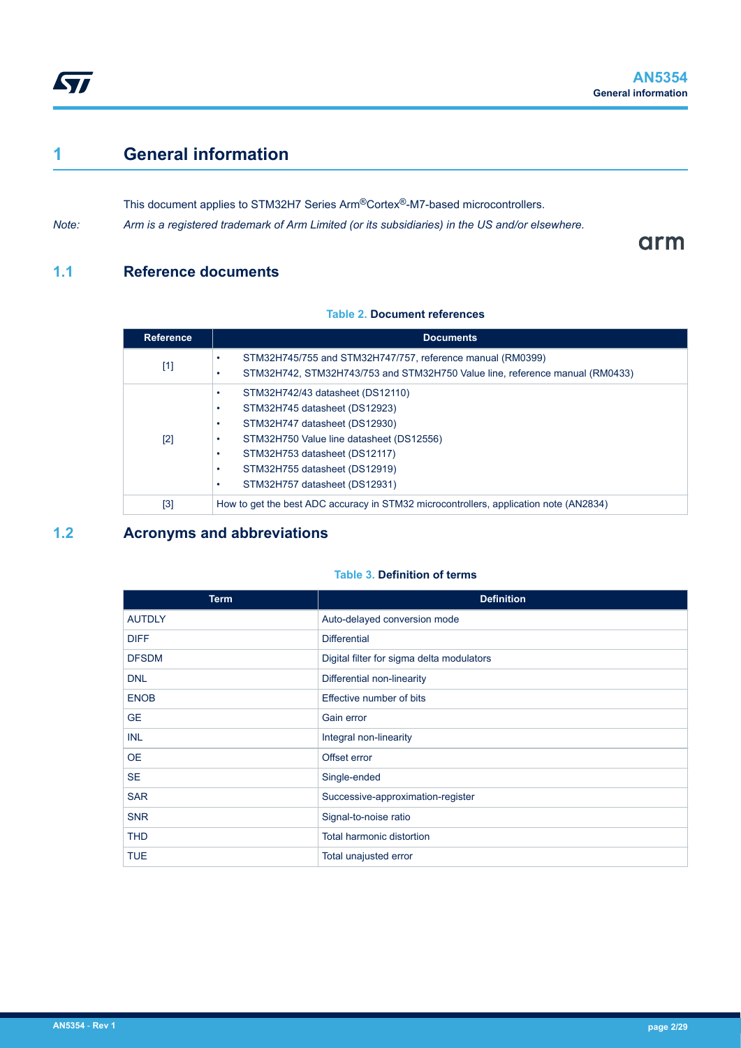# 1 General information

This document applies to STM32H7 Series Arm®Cortex®-M7-based microcontrollers.

*Note: Arm is a registered trademark of Arm Limited (or its subsidiaries) in the US and/or elsewhere.*

## 1.1 Reference documents

**Table 2. Document references**

| Reference | Documents |
|---|---|
| [1] | • STM32H745/755 and STM32H747/757, reference manual (RM0399)<br>• STM32H742, STM32H743/753 and STM32H750 Value line, reference manual (RM0433) |
| [2] | • STM32H742/43 datasheet (DS12110)<br>• STM32H745 datasheet (DS12923)<br>• STM32H747 datasheet (DS12930)<br>• STM32H750 Value line datasheet (DS12556)<br>• STM32H753 datasheet (DS12117)<br>• STM32H755 datasheet (DS12919)<br>• STM32H757 datasheet (DS12931) |
| [3] | How to get the best ADC accuracy in STM32 microcontrollers, application note (AN2834) |

## 1.2 Acronyms and abbreviations

**Table 3. Definition of terms**

| Term | Definition |
|---|---|
| AUTDLY | Auto-delayed conversion mode |
| DIFF | Differential |
| DFSDM | Digital filter for sigma delta modulators |
| DNL | Differential non-linearity |
| ENOB | Effective number of bits |
| GE | Gain error |
| INL | Integral non-linearity |
| OE | Offset error |
| SE | Single-ended |
| SAR | Successive-approximation-register |
| SNR | Signal-to-noise ratio |
| THD | Total harmonic distortion |
| TUE | Total unajusted error |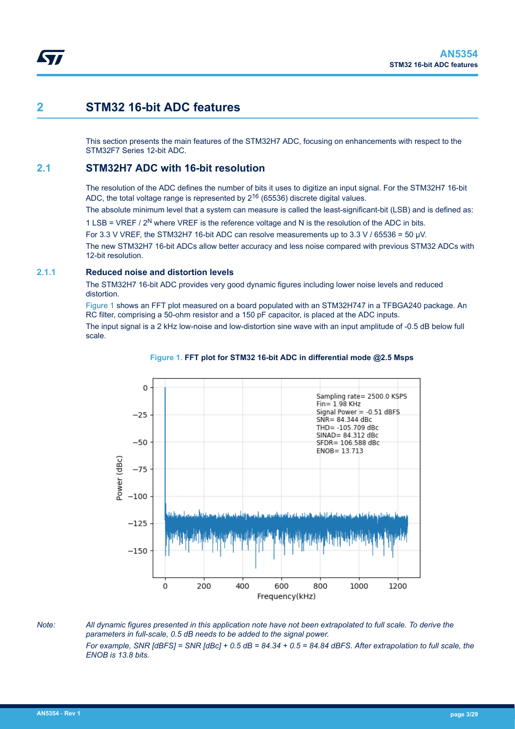# 2 STM32 16-bit ADC features

This section presents the main features of the STM32H7 ADC, focusing on enhancements with respect to the STM32F7 Series 12-bit ADC.

## 2.1 STM32H7 ADC with 16-bit resolution

The resolution of the ADC defines the number of bits it uses to digitize an input signal. For the STM32H7 16-bit ADC, the total voltage range is represented by $2^{16}$ (65536) discrete digital values.

The absolute minimum level that a system can measure is called the least-significant-bit (LSB) and is defined as:

1 LSB = VREF / $2^N$ where VREF is the reference voltage and N is the resolution of the ADC in bits.

For 3.3 V VREF, the STM32H7 16-bit ADC can resolve measurements up to 3.3 V / 65536 = 50 µV.

The new STM32H7 16-bit ADCs allow better accuracy and less noise compared with previous STM32 ADCs with 12-bit resolution.

### 2.1.1 Reduced noise and distortion levels

The STM32H7 16-bit ADC provides very good dynamic figures including lower noise levels and reduced distortion.

Figure 1 shows an FFT plot measured on a board populated with an STM32H747 in a TFBGA240 package. An RC filter, comprising a 50-ohm resistor and a 150 pF capacitor, is placed at the ADC inputs.

The input signal is a 2 kHz low-noise and low-distortion sine wave with an input amplitude of -0.5 dB below full scale.

**Figure 1. FFT plot for STM32 16-bit ADC in differential mode @2.5 Msps**

Sampling rate= 2500.0 KSPS
Fin= 1.98 KHz
Signal Power = -0.51 dBFS
SNR= 84.344 dBc
THD= -105.709 dBc
SINAD= 84.312 dBc
SFDR= 106.588 dBc
ENOB= 13.713

*Note: All dynamic figures presented in this application note have not been extrapolated to full scale. To derive the parameters in full-scale, 0.5 dB needs to be added to the signal power.*

*For example, SNR [dBFS] = SNR [dBc] + 0.5 dB = 84.34 + 0.5 = 84.84 dBFS. After extrapolation to full scale, the ENOB is 13.8 bits.*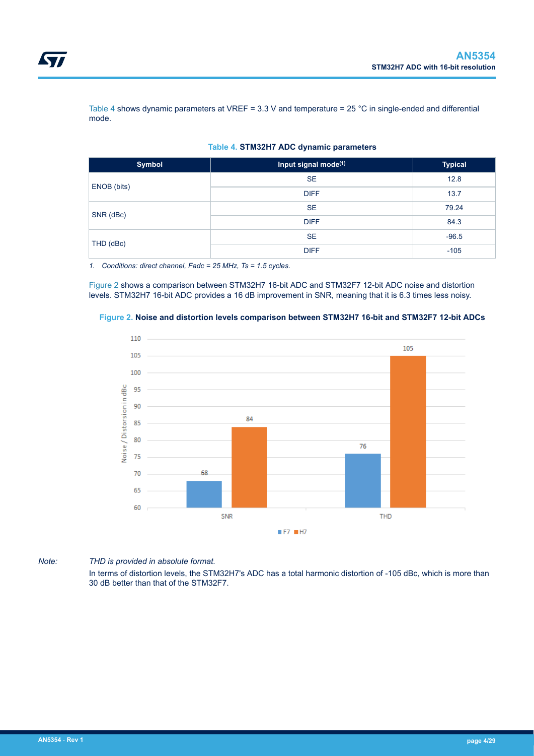Table 4 shows dynamic parameters at VREF = 3.3 V and temperature = 25 °C in single-ended and differential mode.

**Table 4. STM32H7 ADC dynamic parameters**

| Symbol | Input signal mode(1) | Typical |
|---|---|---|
| ENOB (bits) | SE | 12.8 |
| | DIFF | 13.7 |
| SNR (dBc) | SE | 79.24 |
| | DIFF | 84.3 |
| THD (dBc) | SE | -96.5 |
| | DIFF | -105 |

1. *Conditions: direct channel, Fadc = 25 MHz, Ts = 1.5 cycles.*

Figure 2 shows a comparison between STM32H7 16-bit ADC and STM32F7 12-bit ADC noise and distortion levels. STM32H7 16-bit ADC provides a 16 dB improvement in SNR, meaning that it is 6.3 times less noisy.

**Figure 2. Noise and distortion levels comparison between STM32H7 16-bit and STM32F7 12-bit ADCs**

*Note: THD is provided in absolute format.*

In terms of distortion levels, the STM32H7's ADC has a total harmonic distortion of -105 dBc, which is more than 30 dB better than that of the STM32F7.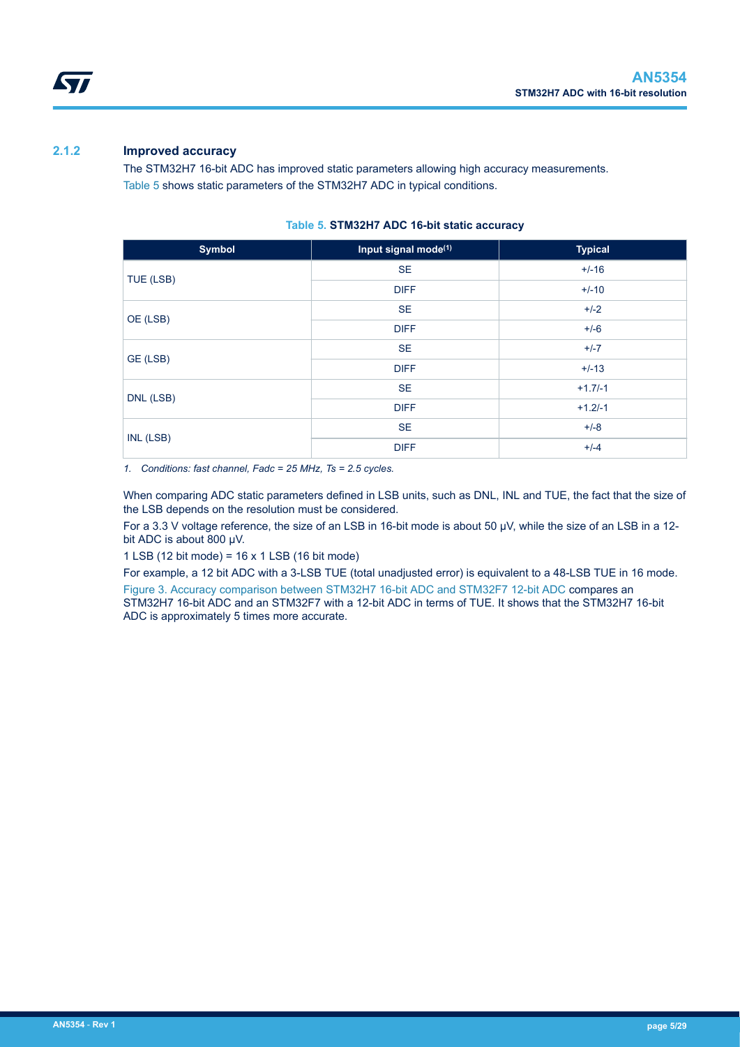### 2.1.2 Improved accuracy

The STM32H7 16-bit ADC has improved static parameters allowing high accuracy measurements. Table 5 shows static parameters of the STM32H7 ADC in typical conditions.

**Table 5. STM32H7 ADC 16-bit static accuracy**

| Symbol | Input signal mode(1) | Typical |
|---|---|---|
| TUE (LSB) | SE | +/-16 |
| | DIFF | +/-10 |
| OE (LSB) | SE | +/-2 |
| | DIFF | +/-6 |
| GE (LSB) | SE | +/-7 |
| | DIFF | +/-13 |
| DNL (LSB) | SE | +1.7/-1 |
| | DIFF | +1.2/-1 |
| INL (LSB) | SE | +/-8 |
| | DIFF | +/-4 |

1. *Conditions: fast channel, Fadc = 25 MHz, Ts = 2.5 cycles.*

When comparing ADC static parameters defined in LSB units, such as DNL, INL and TUE, the fact that the size of the LSB depends on the resolution must be considered.

For a 3.3 V voltage reference, the size of an LSB in 16-bit mode is about 50 µV, while the size of an LSB in a 12-bit ADC is about 800 µV.

1 LSB (12 bit mode) = 16 x 1 LSB (16 bit mode)

For example, a 12 bit ADC with a 3-LSB TUE (total unadjusted error) is equivalent to a 48-LSB TUE in 16 mode.

Figure 3. Accuracy comparison between STM32H7 16-bit ADC and STM32F7 12-bit ADC compares an STM32H7 16-bit ADC and an STM32F7 with a 12-bit ADC in terms of TUE. It shows that the STM32H7 16-bit ADC is approximately 5 times more accurate.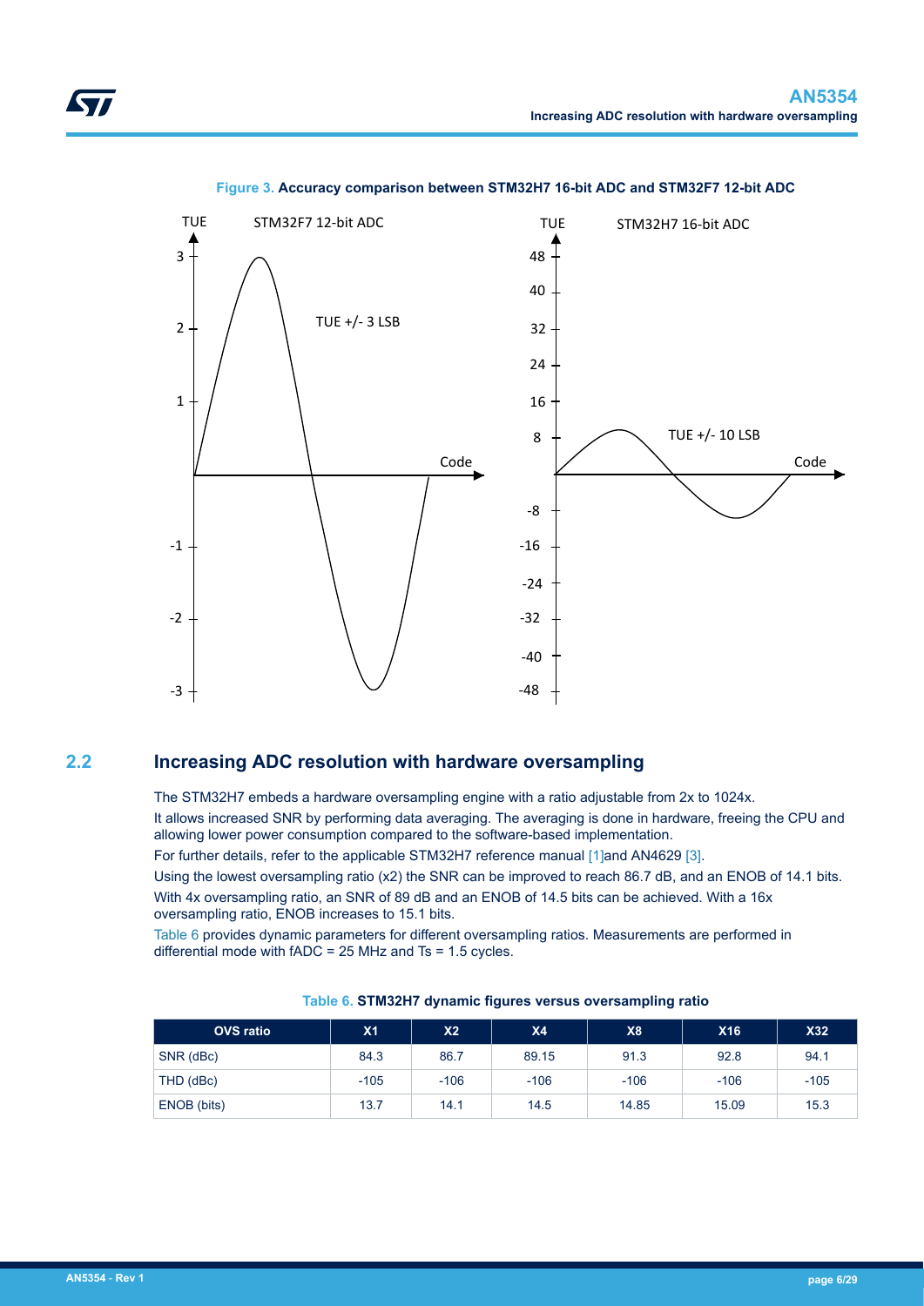**Figure 3.** **Accuracy comparison between STM32H7 16-bit ADC and STM32F7 12-bit ADC**

## 2.2 Increasing ADC resolution with hardware oversampling

The STM32H7 embeds a hardware oversampling engine with a ratio adjustable from 2x to 1024x.

It allows increased SNR by performing data averaging. The averaging is done in hardware, freeing the CPU and allowing lower power consumption compared to the software-based implementation.

For further details, refer to the applicable STM32H7 reference manual [1]and AN4629 [3].

Using the lowest oversampling ratio (x2) the SNR can be improved to reach 86.7 dB, and an ENOB of 14.1 bits.

With 4x oversampling ratio, an SNR of 89 dB and an ENOB of 14.5 bits can be achieved. With a 16x oversampling ratio, ENOB increases to 15.1 bits.

Table 6 provides dynamic parameters for different oversampling ratios. Measurements are performed in differential mode with fADC = 25 MHz and Ts = 1.5 cycles.

**Table 6.** **STM32H7 dynamic figures versus oversampling ratio**

| OVS ratio | X1 | X2 | X4 | X8 | X16 | X32 |
|---|---|---|---|---|---|---|
| SNR (dBc) | 84.3 | 86.7 | 89.15 | 91.3 | 92.8 | 94.1 |
| THD (dBc) | -105 | -106 | -106 | -106 | -106 | -105 |
| ENOB (bits) | 13.7 | 14.1 | 14.5 | 14.85 | 15.09 | 15.3 |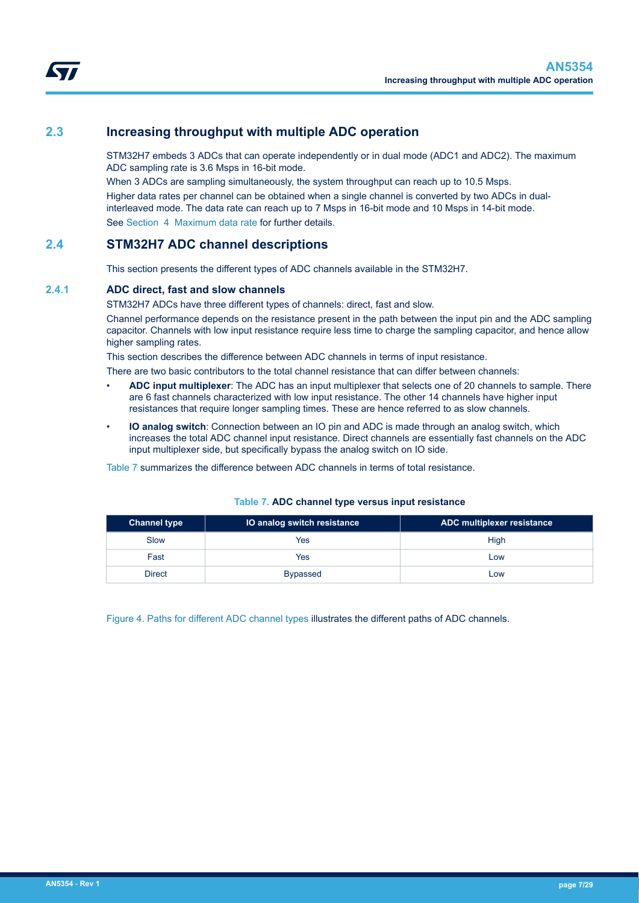## 2.3 Increasing throughput with multiple ADC operation

STM32H7 embeds 3 ADCs that can operate independently or in dual mode (ADC1 and ADC2). The maximum ADC sampling rate is 3.6 Msps in 16-bit mode.

When 3 ADCs are sampling simultaneously, the system throughput can reach up to 10.5 Msps.

Higher data rates per channel can be obtained when a single channel is converted by two ADCs in dual-interleaved mode. The data rate can reach up to 7 Msps in 16-bit mode and 10 Msps in 14-bit mode.

See Section 4 Maximum data rate for further details.

## 2.4 STM32H7 ADC channel descriptions

This section presents the different types of ADC channels available in the STM32H7.

### 2.4.1 ADC direct, fast and slow channels

STM32H7 ADCs have three different types of channels: direct, fast and slow.

Channel performance depends on the resistance present in the path between the input pin and the ADC sampling capacitor. Channels with low input resistance require less time to charge the sampling capacitor, and hence allow higher sampling rates.

This section describes the difference between ADC channels in terms of input resistance.

There are two basic contributors to the total channel resistance that can differ between channels:

- **ADC input multiplexer**: The ADC has an input multiplexer that selects one of 20 channels to sample. There are 6 fast channels characterized with low input resistance. The other 14 channels have higher input resistances that require longer sampling times. These are hence referred to as slow channels.
- **IO analog switch**: Connection between an IO pin and ADC is made through an analog switch, which increases the total ADC channel input resistance. Direct channels are essentially fast channels on the ADC input multiplexer side, but specifically bypass the analog switch on IO side.

Table 7 summarizes the difference between ADC channels in terms of total resistance.

Table 7. **ADC channel type versus input resistance**

| Channel type | IO analog switch resistance | ADC multiplexer resistance |
| --- | --- | --- |
| Slow | Yes | High |
| Fast | Yes | Low |
| Direct | Bypassed | Low |

Figure 4. Paths for different ADC channel types illustrates the different paths of ADC channels.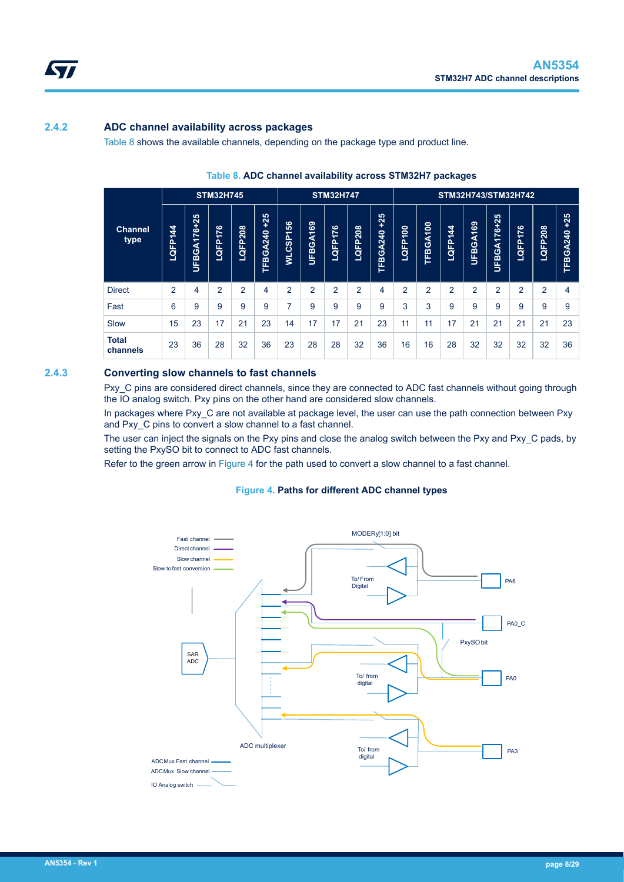### 2.4.2 ADC channel availability across packages

Table 8 shows the available channels, depending on the package type and product line.

**Table 8. ADC channel availability across STM32H7 packages**

| Channel type | STM32H745 | | | | | STM32H747 | | | | | STM32H743/STM32H742 | | | | | | | |
|---|---|---|---|---|---|---|---|---|---|---|---|---|---|---|---|---|---|---|
| | LQFP144 | UFBGA176+25 | LQFP176 | LQFP208 | TFBGA240 +25 | WLCSP156 | UFBGA169 | LQFP176 | LQFP208 | TFBGA240 +25 | LQFP100 | TFBGA100 | LQFP144 | UFBGA169 | UFBGA176+25 | LQFP176 | LQFP208 | TFBGA240 +25 |
| Direct | 2 | 4 | 2 | 2 | 4 | 2 | 2 | 2 | 2 | 4 | 2 | 2 | 2 | 2 | 2 | 2 | 2 | 4 |
| Fast | 6 | 9 | 9 | 9 | 9 | 7 | 9 | 9 | 9 | 9 | 3 | 3 | 9 | 9 | 9 | 9 | 9 | 9 |
| Slow | 15 | 23 | 17 | 21 | 23 | 14 | 17 | 17 | 21 | 23 | 11 | 11 | 17 | 21 | 21 | 21 | 21 | 23 |
| **Total channels** | 23 | 36 | 28 | 32 | 36 | 23 | 28 | 28 | 32 | 36 | 16 | 16 | 28 | 32 | 32 | 32 | 32 | 36 |

### 2.4.3 Converting slow channels to fast channels

Pxy_C pins are considered direct channels, since they are connected to ADC fast channels without going through the IO analog switch. Pxy pins on the other hand are considered slow channels.

In packages where Pxy_C are not available at package level, the user can use the path connection between Pxy and Pxy_C pins to convert a slow channel to a fast channel.

The user can inject the signals on the Pxy pins and close the analog switch between the Pxy and Pxy_C pads, by setting the PxySO bit to connect to ADC fast channels.

Refer to the green arrow in Figure 4 for the path used to convert a slow channel to a fast channel.

**Figure 4. Paths for different ADC channel types**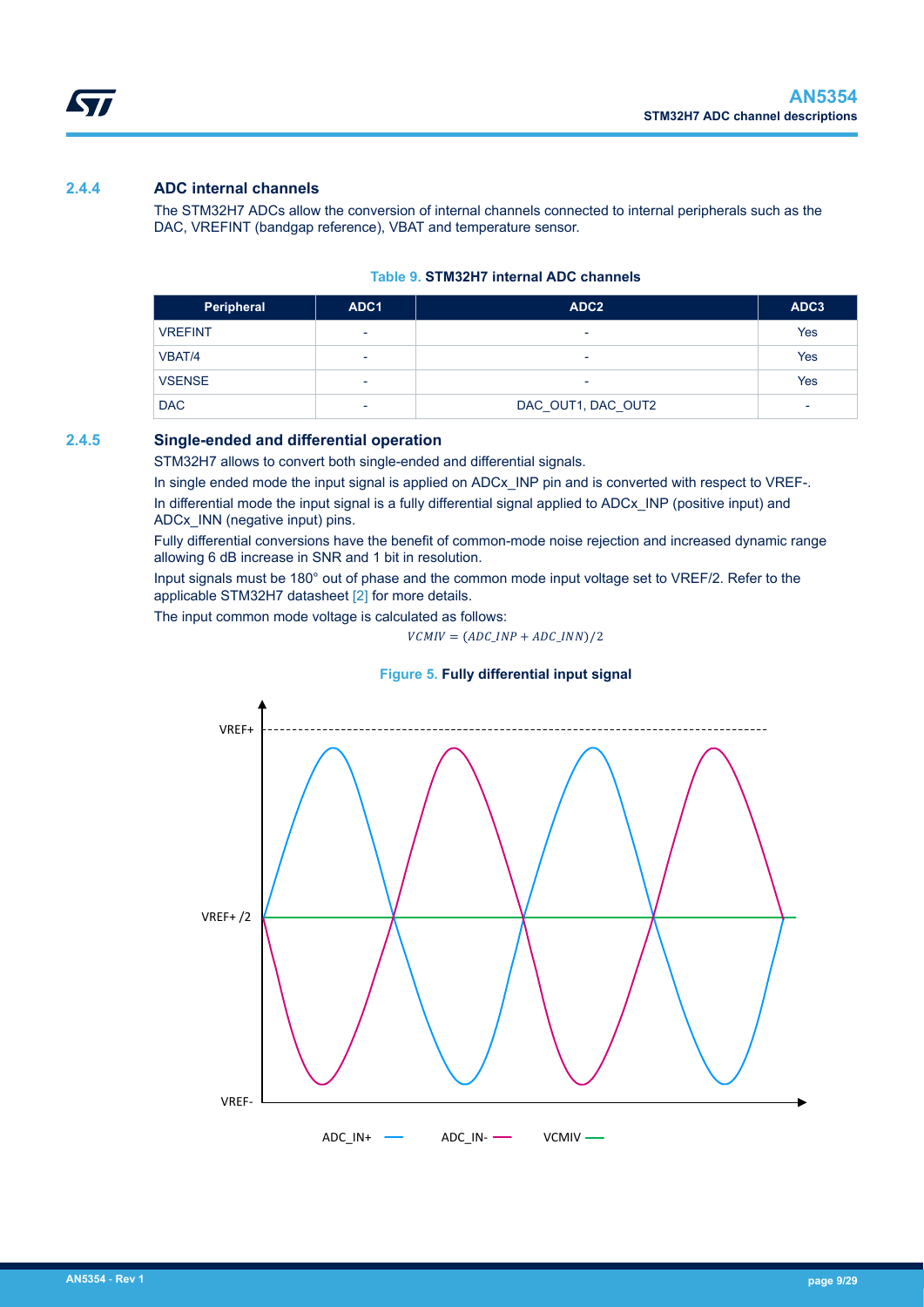### 2.4.4 ADC internal channels

The STM32H7 ADCs allow the conversion of internal channels connected to internal peripherals such as the DAC, VREFINT (bandgap reference), VBAT and temperature sensor.

**Table 9. STM32H7 internal ADC channels**

| Peripheral | ADC1 | ADC2 | ADC3 |
|---|---|---|---|
| VREFINT | - | - | Yes |
| VBAT/4 | - | - | Yes |
| VSENSE | - | - | Yes |
| DAC | - | DAC_OUT1, DAC_OUT2 | - |

### 2.4.5 Single-ended and differential operation

STM32H7 allows to convert both single-ended and differential signals.

In single ended mode the input signal is applied on ADCx_INP pin and is converted with respect to VREF-.

In differential mode the input signal is a fully differential signal applied to ADCx_INP (positive input) and ADCx_INN (negative input) pins.

Fully differential conversions have the benefit of common-mode noise rejection and increased dynamic range allowing 6 dB increase in SNR and 1 bit in resolution.

Input signals must be 180° out of phase and the common mode input voltage set to VREF/2. Refer to the applicable STM32H7 datasheet [2] for more details.

The input common mode voltage is calculated as follows:

$$VCMIV = (ADC\_INP + ADC\_INN)/2$$

**Figure 5. Fully differential input signal**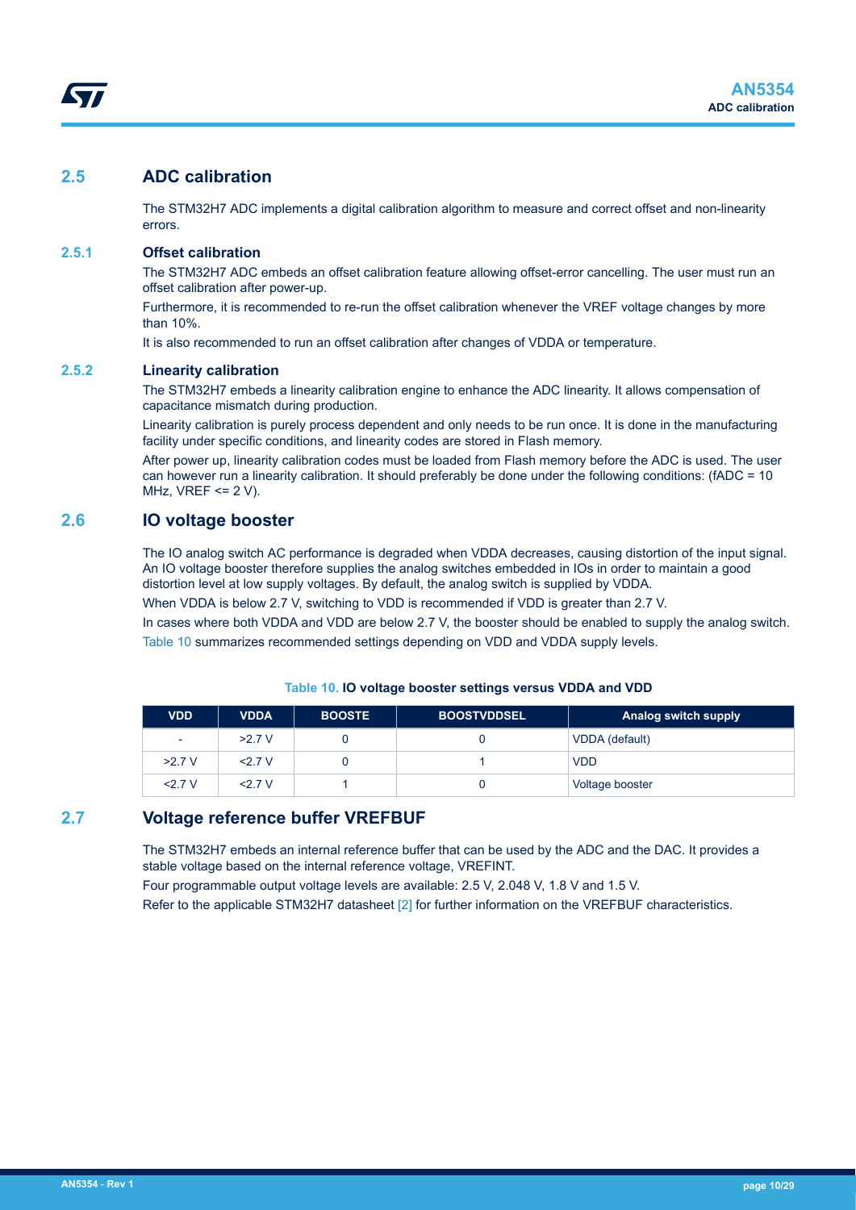## 2.5 ADC calibration

The STM32H7 ADC implements a digital calibration algorithm to measure and correct offset and non-linearity errors.

### 2.5.1 Offset calibration

The STM32H7 ADC embeds an offset calibration feature allowing offset-error cancelling. The user must run an offset calibration after power-up.

Furthermore, it is recommended to re-run the offset calibration whenever the VREF voltage changes by more than 10%.

It is also recommended to run an offset calibration after changes of VDDA or temperature.

### 2.5.2 Linearity calibration

The STM32H7 embeds a linearity calibration engine to enhance the ADC linearity. It allows compensation of capacitance mismatch during production.

Linearity calibration is purely process dependent and only needs to be run once. It is done in the manufacturing facility under specific conditions, and linearity codes are stored in Flash memory.

After power up, linearity calibration codes must be loaded from Flash memory before the ADC is used. The user can however run a linearity calibration. It should preferably be done under the following conditions: (fADC = 10 MHz, VREF <= 2 V).

## 2.6 IO voltage booster

The IO analog switch AC performance is degraded when VDDA decreases, causing distortion of the input signal. An IO voltage booster therefore supplies the analog switches embedded in IOs in order to maintain a good distortion level at low supply voltages. By default, the analog switch is supplied by VDDA.

When VDDA is below 2.7 V, switching to VDD is recommended if VDD is greater than 2.7 V.

In cases where both VDDA and VDD are below 2.7 V, the booster should be enabled to supply the analog switch.

Table 10 summarizes recommended settings depending on VDD and VDDA supply levels.

**Table 10. IO voltage booster settings versus VDDA and VDD**

| VDD | VDDA | BOOSTE | BOOSTVDDSEL | Analog switch supply |
|---|---|---|---|---|
| - | >2.7 V | 0 | 0 | VDDA (default) |
| >2.7 V | <2.7 V | 0 | 1 | VDD |
| <2.7 V | <2.7 V | 1 | 0 | Voltage booster |

## 2.7 Voltage reference buffer VREFBUF

The STM32H7 embeds an internal reference buffer that can be used by the ADC and the DAC. It provides a stable voltage based on the internal reference voltage, VREFINT.

Four programmable output voltage levels are available: 2.5 V, 2.048 V, 1.8 V and 1.5 V.

Refer to the applicable STM32H7 datasheet [2] for further information on the VREFBUF characteristics.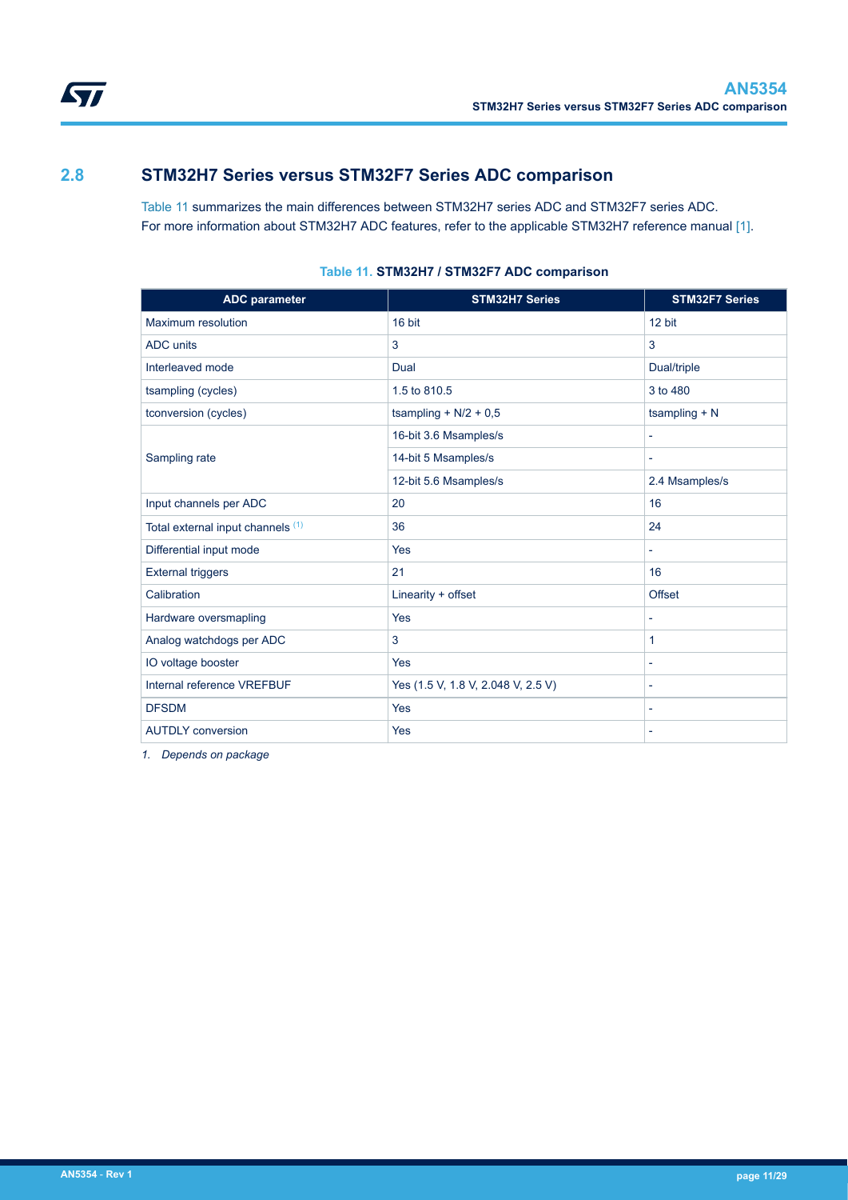## 2.8 STM32H7 Series versus STM32F7 Series ADC comparison

Table 11 summarizes the main differences between STM32H7 series ADC and STM32F7 series ADC.
For more information about STM32H7 ADC features, refer to the applicable STM32H7 reference manual [1].

**Table 11. STM32H7 / STM32F7 ADC comparison**

| ADC parameter | STM32H7 Series | STM32F7 Series |
|---|---|---|
| Maximum resolution | 16 bit | 12 bit |
| ADC units | 3 | 3 |
| Interleaved mode | Dual | Dual/triple |
| tsampling (cycles) | 1.5 to 810.5 | 3 to 480 |
| tconversion (cycles) | tsampling + N/2 + 0,5 | tsampling + N |
| Sampling rate | 16-bit 3.6 Msamples/s | - |
| | 14-bit 5 Msamples/s | - |
| | 12-bit 5.6 Msamples/s | 2.4 Msamples/s |
| Input channels per ADC | 20 | 16 |
| Total external input channels (1) | 36 | 24 |
| Differential input mode | Yes | - |
| External triggers | 21 | 16 |
| Calibration | Linearity + offset | Offset |
| Hardware oversmapling | Yes | - |
| Analog watchdogs per ADC | 3 | 1 |
| IO voltage booster | Yes | - |
| Internal reference VREFBUF | Yes (1.5 V, 1.8 V, 2.048 V, 2.5 V) | - |
| DFSDM | Yes | - |
| AUTDLY conversion | Yes | - |

*1. Depends on package*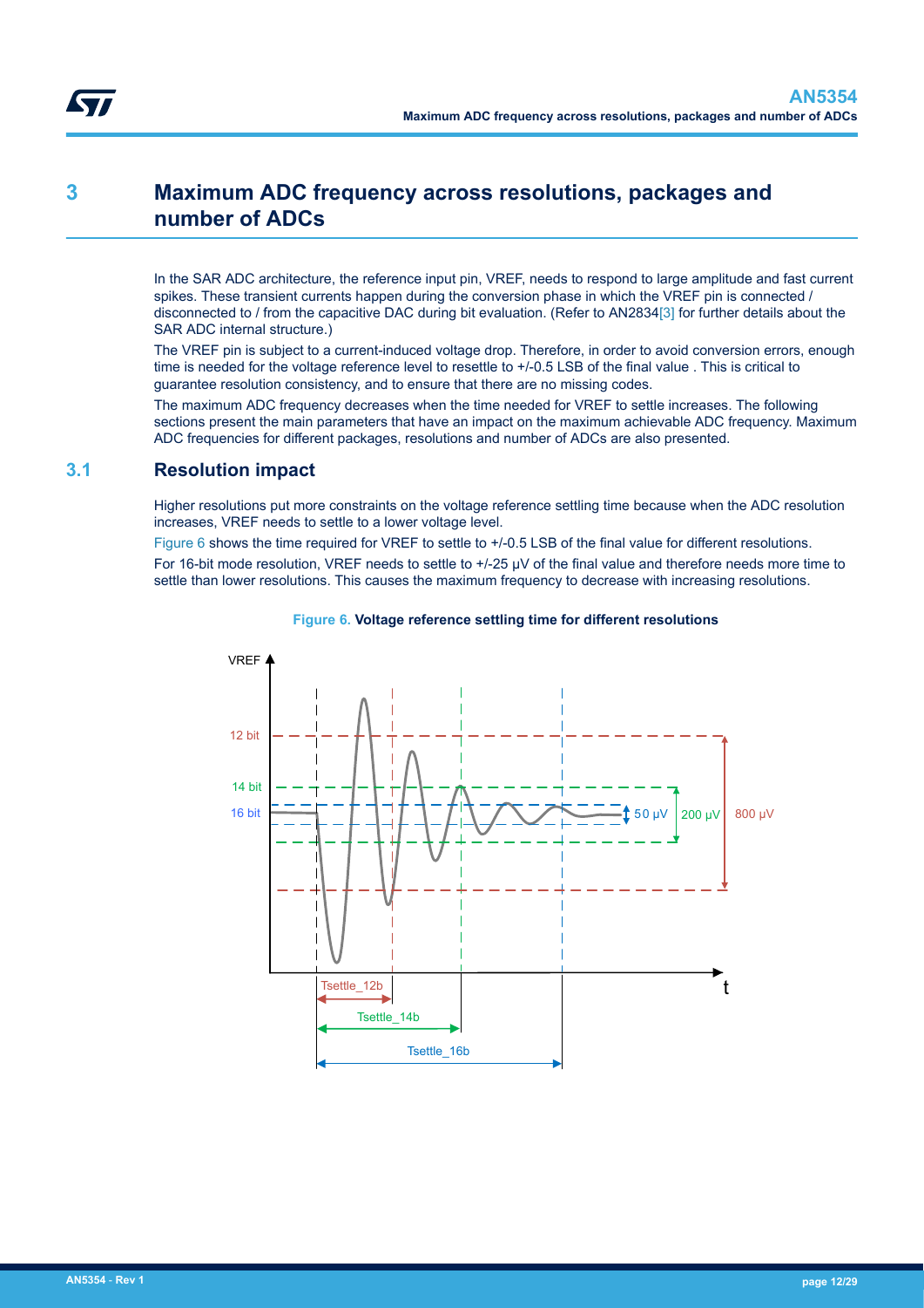# 3 Maximum ADC frequency across resolutions, packages and number of ADCs

In the SAR ADC architecture, the reference input pin, VREF, needs to respond to large amplitude and fast current spikes. These transient currents happen during the conversion phase in which the VREF pin is connected / disconnected to / from the capacitive DAC during bit evaluation. (Refer to AN2834[3] for further details about the SAR ADC internal structure.)

The VREF pin is subject to a current-induced voltage drop. Therefore, in order to avoid conversion errors, enough time is needed for the voltage reference level to resettle to +/-0.5 LSB of the final value . This is critical to guarantee resolution consistency, and to ensure that there are no missing codes.

The maximum ADC frequency decreases when the time needed for VREF to settle increases. The following sections present the main parameters that have an impact on the maximum achievable ADC frequency. Maximum ADC frequencies for different packages, resolutions and number of ADCs are also presented.

## 3.1 Resolution impact

Higher resolutions put more constraints on the voltage reference settling time because when the ADC resolution increases, VREF needs to settle to a lower voltage level.

Figure 6 shows the time required for VREF to settle to +/-0.5 LSB of the final value for different resolutions.

For 16-bit mode resolution, VREF needs to settle to +/-25 µV of the final value and therefore needs more time to settle than lower resolutions. This causes the maximum frequency to decrease with increasing resolutions.

**Figure 6. Voltage reference settling time for different resolutions**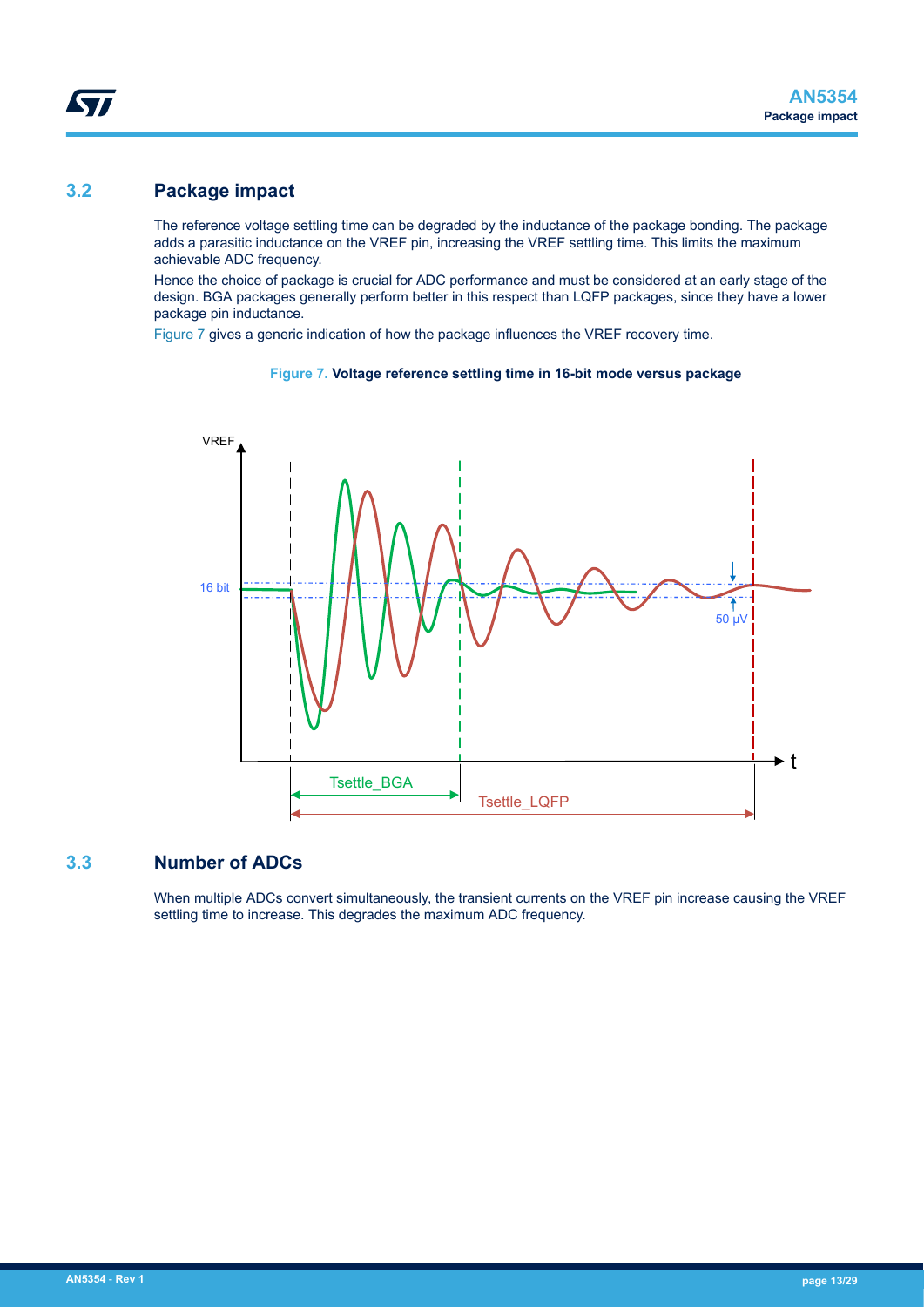## 3.2 Package impact

The reference voltage settling time can be degraded by the inductance of the package bonding. The package adds a parasitic inductance on the VREF pin, increasing the VREF settling time. This limits the maximum achievable ADC frequency.

Hence the choice of package is crucial for ADC performance and must be considered at an early stage of the design. BGA packages generally perform better in this respect than LQFP packages, since they have a lower package pin inductance.

Figure 7 gives a generic indication of how the package influences the VREF recovery time.

**Figure 7. Voltage reference settling time in 16-bit mode versus package**

## 3.3 Number of ADCs

When multiple ADCs convert simultaneously, the transient currents on the VREF pin increase causing the VREF settling time to increase. This degrades the maximum ADC frequency.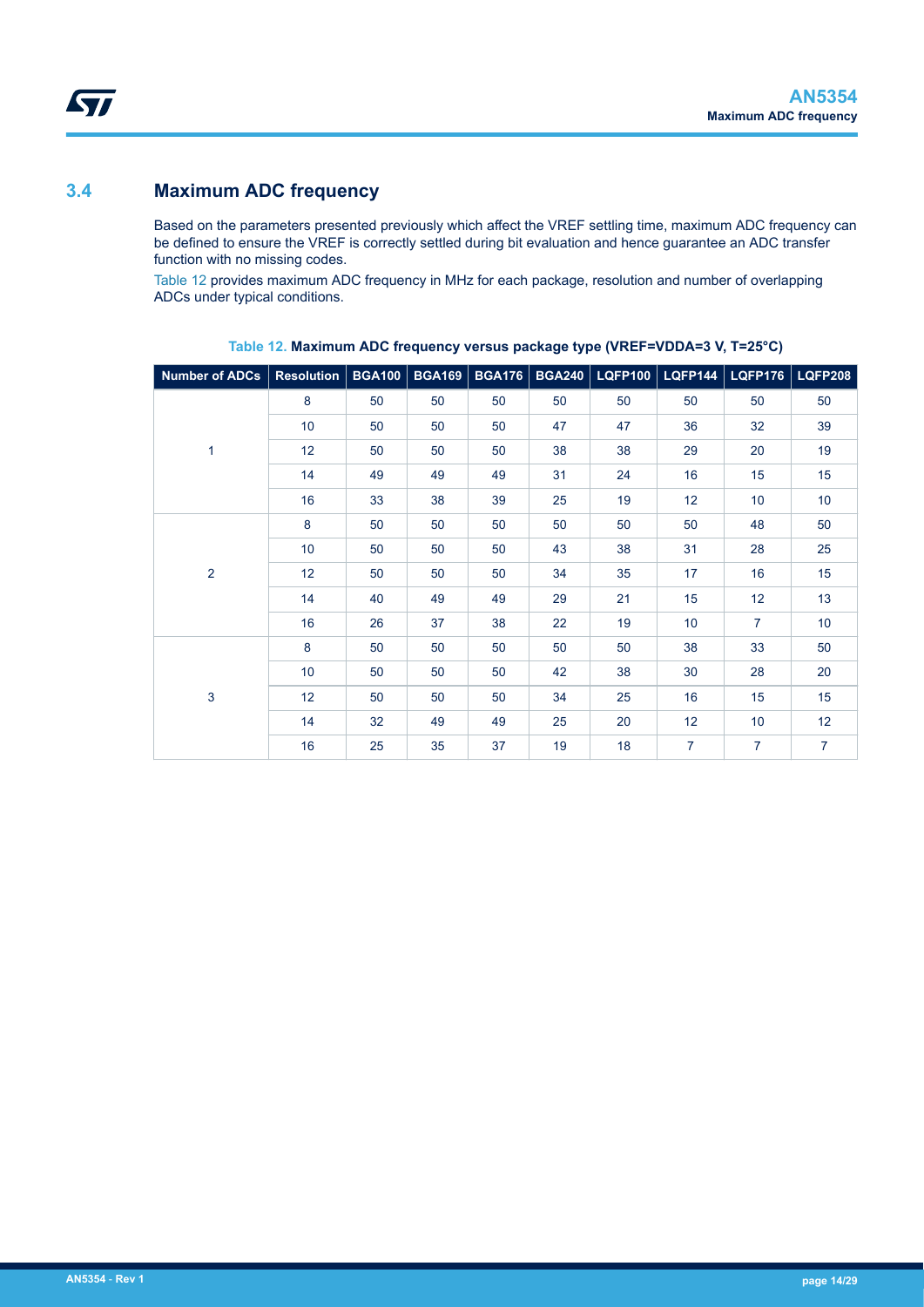## 3.4 Maximum ADC frequency

Based on the parameters presented previously which affect the VREF settling time, maximum ADC frequency can be defined to ensure the VREF is correctly settled during bit evaluation and hence guarantee an ADC transfer function with no missing codes.

Table 12 provides maximum ADC frequency in MHz for each package, resolution and number of overlapping ADCs under typical conditions.

**Table 12. Maximum ADC frequency versus package type (VREF=VDDA=3 V, T=25°C)**

| Number of ADCs | Resolution | BGA100 | BGA169 | BGA176 | BGA240 | LQFP100 | LQFP144 | LQFP176 | LQFP208 |
|---|---|---|---|---|---|---|---|---|---|
| 1 | 8 | 50 | 50 | 50 | 50 | 50 | 50 | 50 | 50 |
| | 10 | 50 | 50 | 50 | 47 | 47 | 36 | 32 | 39 |
| | 12 | 50 | 50 | 50 | 38 | 38 | 29 | 20 | 19 |
| | 14 | 49 | 49 | 49 | 31 | 24 | 16 | 15 | 15 |
| | 16 | 33 | 38 | 39 | 25 | 19 | 12 | 10 | 10 |
| 2 | 8 | 50 | 50 | 50 | 50 | 50 | 50 | 48 | 50 |
| | 10 | 50 | 50 | 50 | 43 | 38 | 31 | 28 | 25 |
| | 12 | 50 | 50 | 50 | 34 | 35 | 17 | 16 | 15 |
| | 14 | 40 | 49 | 49 | 29 | 21 | 15 | 12 | 13 |
| | 16 | 26 | 37 | 38 | 22 | 19 | 10 | 7 | 10 |
| 3 | 8 | 50 | 50 | 50 | 50 | 50 | 38 | 33 | 50 |
| | 10 | 50 | 50 | 50 | 42 | 38 | 30 | 28 | 20 |
| | 12 | 50 | 50 | 50 | 34 | 25 | 16 | 15 | 15 |
| | 14 | 32 | 49 | 49 | 25 | 20 | 12 | 10 | 12 |
| | 16 | 25 | 35 | 37 | 19 | 18 | 7 | 7 | 7 |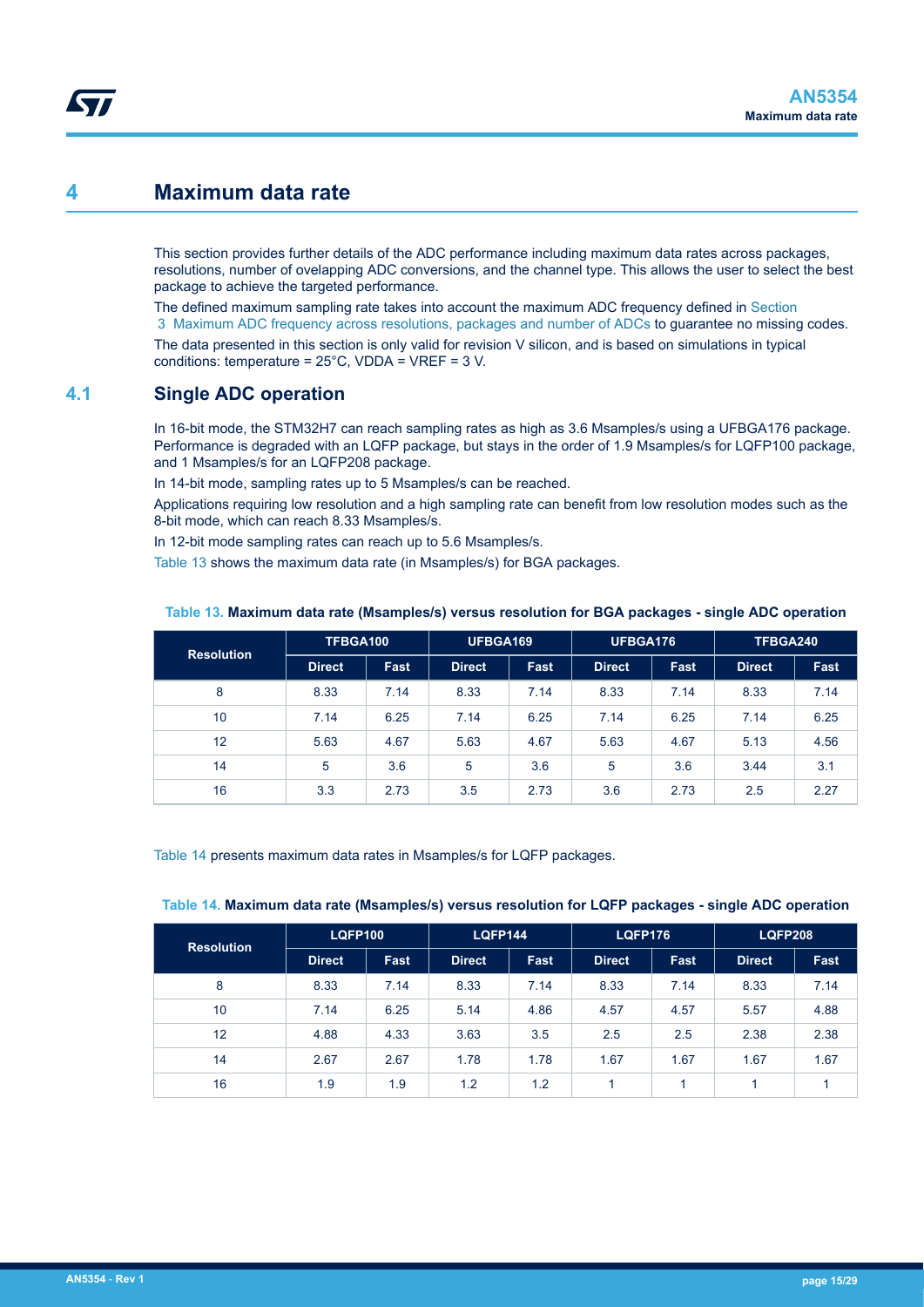# 4 Maximum data rate

This section provides further details of the ADC performance including maximum data rates across packages, resolutions, number of ovelapping ADC conversions, and the channel type. This allows the user to select the best package to achieve the targeted performance.

The defined maximum sampling rate takes into account the maximum ADC frequency defined in Section 3 Maximum ADC frequency across resolutions, packages and number of ADCs to guarantee no missing codes.

The data presented in this section is only valid for revision V silicon, and is based on simulations in typical conditions: temperature = 25°C, VDDA = VREF = 3 V.

## 4.1 Single ADC operation

In 16-bit mode, the STM32H7 can reach sampling rates as high as 3.6 Msamples/s using a UFBGA176 package. Performance is degraded with an LQFP package, but stays in the order of 1.9 Msamples/s for LQFP100 package, and 1 Msamples/s for an LQFP208 package.

In 14-bit mode, sampling rates up to 5 Msamples/s can be reached.

Applications requiring low resolution and a high sampling rate can benefit from low resolution modes such as the 8-bit mode, which can reach 8.33 Msamples/s.

In 12-bit mode sampling rates can reach up to 5.6 Msamples/s.

Table 13 shows the maximum data rate (in Msamples/s) for BGA packages.

**Table 13. Maximum data rate (Msamples/s) versus resolution for BGA packages - single ADC operation**

| Resolution | TFBGA100 | | UFBGA169 | | UFBGA176 | | TFBGA240 | |
|---|---|---|---|---|---|---|---|---|
| | Direct | Fast | Direct | Fast | Direct | Fast | Direct | Fast |
| 8 | 8.33 | 7.14 | 8.33 | 7.14 | 8.33 | 7.14 | 8.33 | 7.14 |
| 10 | 7.14 | 6.25 | 7.14 | 6.25 | 7.14 | 6.25 | 7.14 | 6.25 |
| 12 | 5.63 | 4.67 | 5.63 | 4.67 | 5.63 | 4.67 | 5.13 | 4.56 |
| 14 | 5 | 3.6 | 5 | 3.6 | 5 | 3.6 | 3.44 | 3.1 |
| 16 | 3.3 | 2.73 | 3.5 | 2.73 | 3.6 | 2.73 | 2.5 | 2.27 |

Table 14 presents maximum data rates in Msamples/s for LQFP packages.

**Table 14. Maximum data rate (Msamples/s) versus resolution for LQFP packages - single ADC operation**

| Resolution | LQFP100 | | LQFP144 | | LQFP176 | | LQFP208 | |
|---|---|---|---|---|---|---|---|---|
| | Direct | Fast | Direct | Fast | Direct | Fast | Direct | Fast |
| 8 | 8.33 | 7.14 | 8.33 | 7.14 | 8.33 | 7.14 | 8.33 | 7.14 |
| 10 | 7.14 | 6.25 | 5.14 | 4.86 | 4.57 | 4.57 | 5.57 | 4.88 |
| 12 | 4.88 | 4.33 | 3.63 | 3.5 | 2.5 | 2.5 | 2.38 | 2.38 |
| 14 | 2.67 | 2.67 | 1.78 | 1.78 | 1.67 | 1.67 | 1.67 | 1.67 |
| 16 | 1.9 | 1.9 | 1.2 | 1.2 | 1 | 1 | 1 | 1 |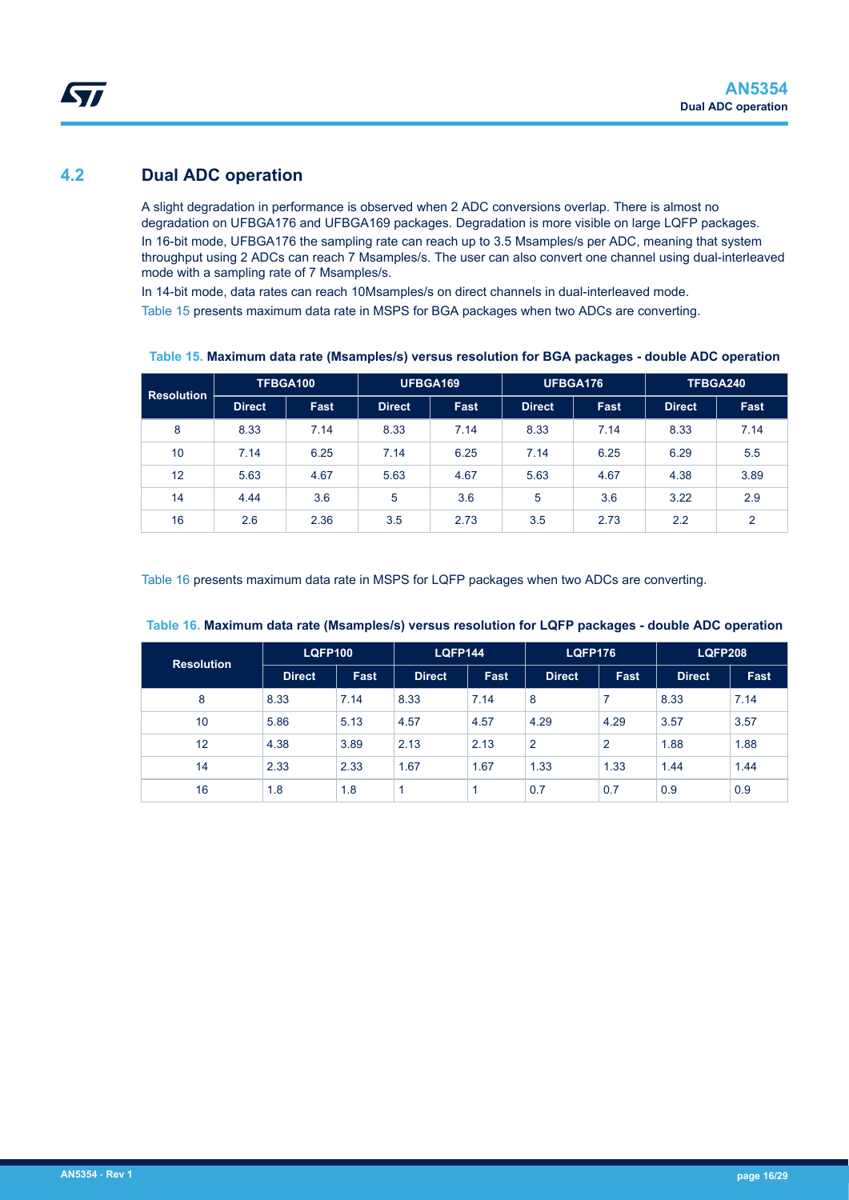## 4.2 Dual ADC operation

A slight degradation in performance is observed when 2 ADC conversions overlap. There is almost no degradation on UFBGA176 and UFBGA169 packages. Degradation is more visible on large LQFP packages.

In 16-bit mode, UFBGA176 the sampling rate can reach up to 3.5 Msamples/s per ADC, meaning that system throughput using 2 ADCs can reach 7 Msamples/s. The user can also convert one channel using dual-interleaved mode with a sampling rate of 7 Msamples/s.

In 14-bit mode, data rates can reach 10Msamples/s on direct channels in dual-interleaved mode.

Table 15 presents maximum data rate in MSPS for BGA packages when two ADCs are converting.

**Table 15. Maximum data rate (Msamples/s) versus resolution for BGA packages - double ADC operation**

| Resolution | TFBGA100 | | UFBGA169 | | UFBGA176 | | TFBGA240 | |
|---|---|---|---|---|---|---|---|---|
| | Direct | Fast | Direct | Fast | Direct | Fast | Direct | Fast |
| 8 | 8.33 | 7.14 | 8.33 | 7.14 | 8.33 | 7.14 | 8.33 | 7.14 |
| 10 | 7.14 | 6.25 | 7.14 | 6.25 | 7.14 | 6.25 | 6.29 | 5.5 |
| 12 | 5.63 | 4.67 | 5.63 | 4.67 | 5.63 | 4.67 | 4.38 | 3.89 |
| 14 | 4.44 | 3.6 | 5 | 3.6 | 5 | 3.6 | 3.22 | 2.9 |
| 16 | 2.6 | 2.36 | 3.5 | 2.73 | 3.5 | 2.73 | 2.2 | 2 |

Table 16 presents maximum data rate in MSPS for LQFP packages when two ADCs are converting.

**Table 16. Maximum data rate (Msamples/s) versus resolution for LQFP packages - double ADC operation**

| Resolution | LQFP100 | | LQFP144 | | LQFP176 | | LQFP208 | |
|---|---|---|---|---|---|---|---|---|
| | Direct | Fast | Direct | Fast | Direct | Fast | Direct | Fast |
| 8 | 8.33 | 7.14 | 8.33 | 7.14 | 8 | 7 | 8.33 | 7.14 |
| 10 | 5.86 | 5.13 | 4.57 | 4.57 | 4.29 | 4.29 | 3.57 | 3.57 |
| 12 | 4.38 | 3.89 | 2.13 | 2.13 | 2 | 2 | 1.88 | 1.88 |
| 14 | 2.33 | 2.33 | 1.67 | 1.67 | 1.33 | 1.33 | 1.44 | 1.44 |
| 16 | 1.8 | 1.8 | 1 | 1 | 0.7 | 0.7 | 0.9 | 0.9 |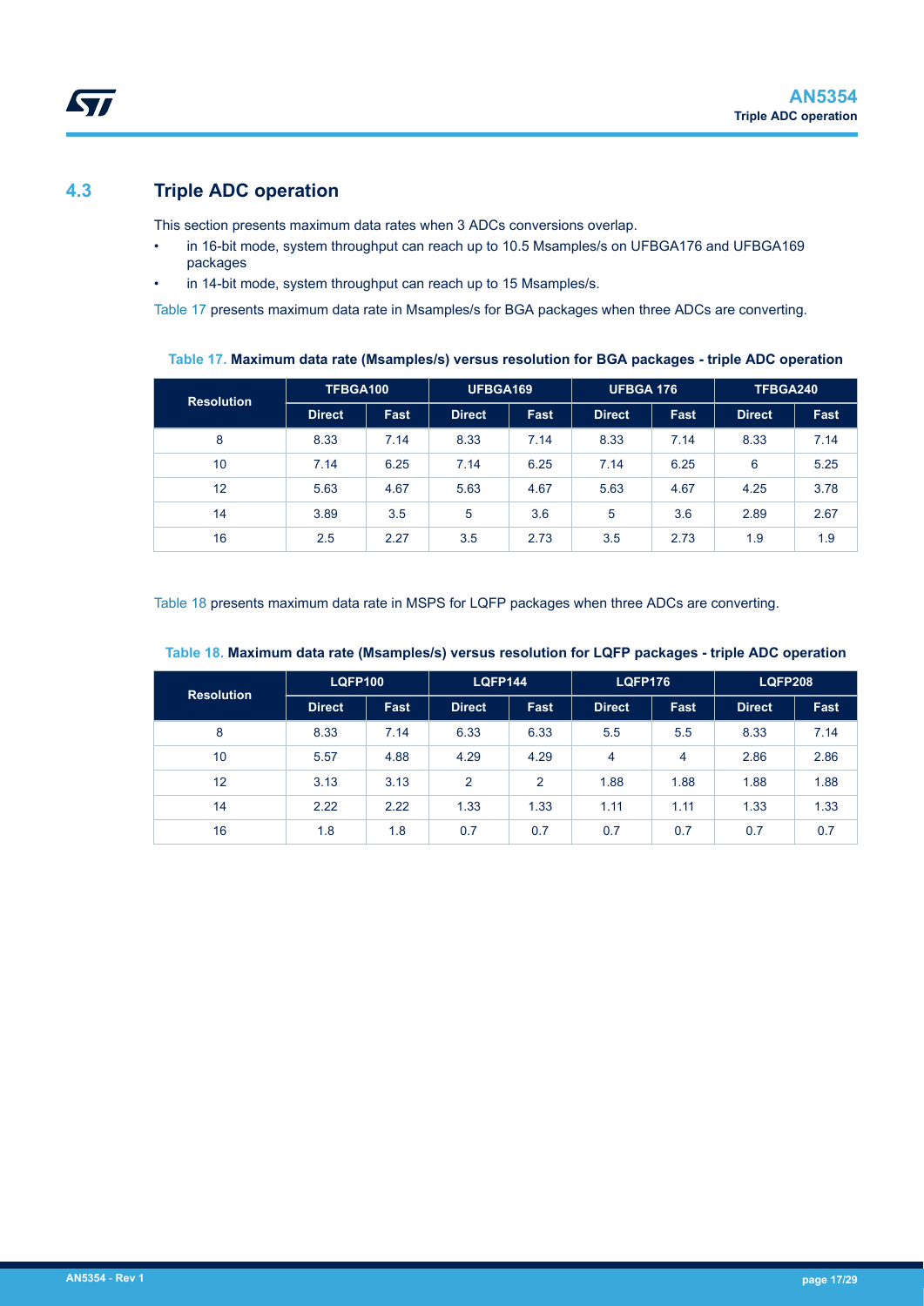## 4.3 Triple ADC operation

This section presents maximum data rates when 3 ADCs conversions overlap.

- in 16-bit mode, system throughput can reach up to 10.5 Msamples/s on UFBGA176 and UFBGA169 packages
- in 14-bit mode, system throughput can reach up to 15 Msamples/s.

Table 17 presents maximum data rate in Msamples/s for BGA packages when three ADCs are converting.

**Table 17. Maximum data rate (Msamples/s) versus resolution for BGA packages - triple ADC operation**

| Resolution | TFBGA100 | | UFBGA169 | | UFBGA 176 | | TFBGA240 | |
|---|---|---|---|---|---|---|---|---|
| | Direct | Fast | Direct | Fast | Direct | Fast | Direct | Fast |
| 8 | 8.33 | 7.14 | 8.33 | 7.14 | 8.33 | 7.14 | 8.33 | 7.14 |
| 10 | 7.14 | 6.25 | 7.14 | 6.25 | 7.14 | 6.25 | 6 | 5.25 |
| 12 | 5.63 | 4.67 | 5.63 | 4.67 | 5.63 | 4.67 | 4.25 | 3.78 |
| 14 | 3.89 | 3.5 | 5 | 3.6 | 5 | 3.6 | 2.89 | 2.67 |
| 16 | 2.5 | 2.27 | 3.5 | 2.73 | 3.5 | 2.73 | 1.9 | 1.9 |

Table 18 presents maximum data rate in MSPS for LQFP packages when three ADCs are converting.

**Table 18. Maximum data rate (Msamples/s) versus resolution for LQFP packages - triple ADC operation**

| Resolution | LQFP100 | | LQFP144 | | LQFP176 | | LQFP208 | |
|---|---|---|---|---|---|---|---|---|
| | Direct | Fast | Direct | Fast | Direct | Fast | Direct | Fast |
| 8 | 8.33 | 7.14 | 6.33 | 6.33 | 5.5 | 5.5 | 8.33 | 7.14 |
| 10 | 5.57 | 4.88 | 4.29 | 4.29 | 4 | 4 | 2.86 | 2.86 |
| 12 | 3.13 | 3.13 | 2 | 2 | 1.88 | 1.88 | 1.88 | 1.88 |
| 14 | 2.22 | 2.22 | 1.33 | 1.33 | 1.11 | 1.11 | 1.33 | 1.33 |
| 16 | 1.8 | 1.8 | 0.7 | 0.7 | 0.7 | 0.7 | 0.7 | 0.7 |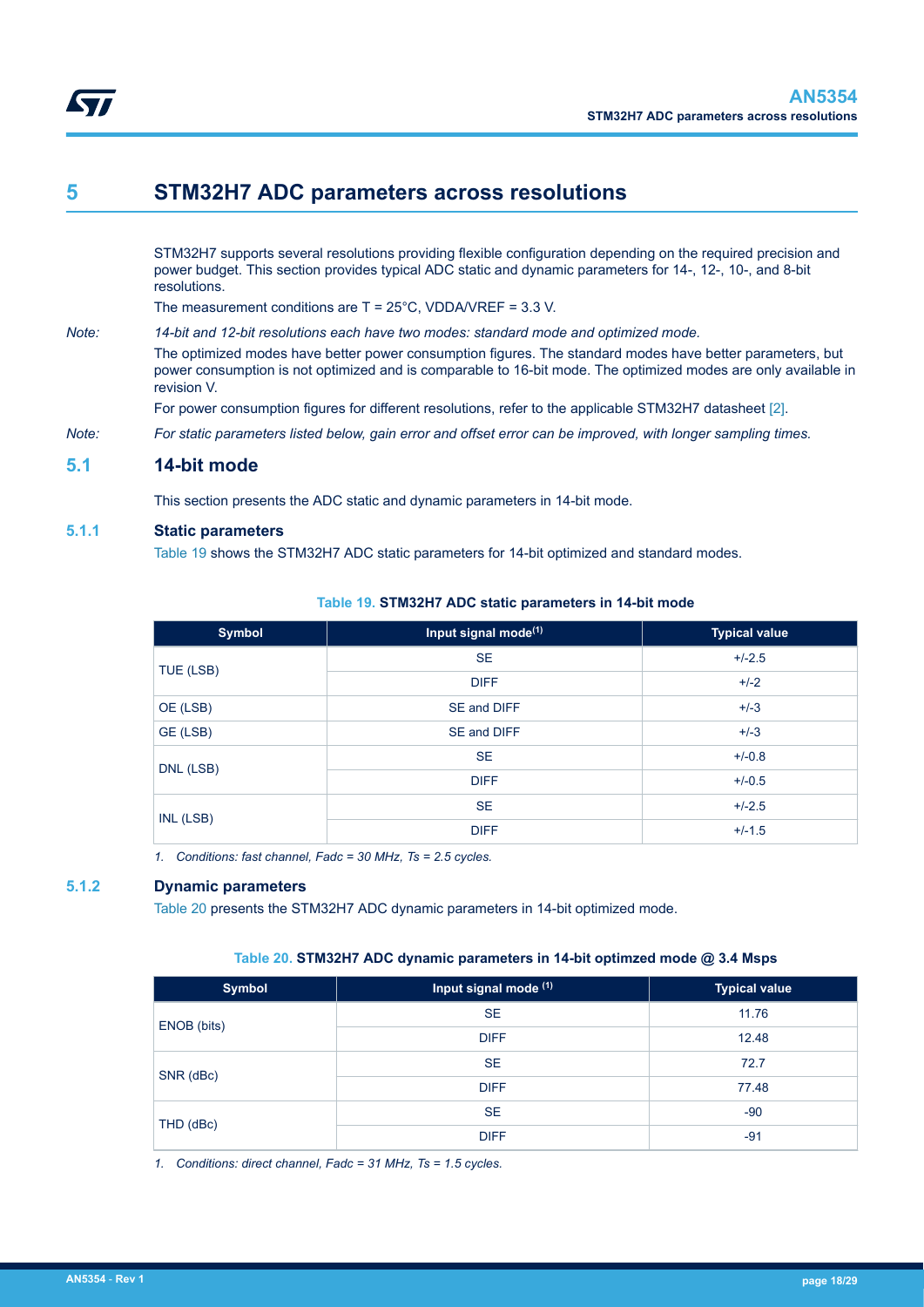# 5 STM32H7 ADC parameters across resolutions

STM32H7 supports several resolutions providing flexible configuration depending on the required precision and power budget. This section provides typical ADC static and dynamic parameters for 14-, 12-, 10-, and 8-bit resolutions.

The measurement conditions are T = 25°C, VDDA/VREF = 3.3 V.

*Note: 14-bit and 12-bit resolutions each have two modes: standard mode and optimized mode.*

The optimized modes have better power consumption figures. The standard modes have better parameters, but power consumption is not optimized and is comparable to 16-bit mode. The optimized modes are only available in revision V.

For power consumption figures for different resolutions, refer to the applicable STM32H7 datasheet [2].

*Note: For static parameters listed below, gain error and offset error can be improved, with longer sampling times.*

## 5.1 14-bit mode

This section presents the ADC static and dynamic parameters in 14-bit mode.

### 5.1.1 Static parameters

Table 19 shows the STM32H7 ADC static parameters for 14-bit optimized and standard modes.

**Table 19. STM32H7 ADC static parameters in 14-bit mode**

| Symbol | Input signal mode(1) | Typical value |
|---|---|---|
| TUE (LSB) | SE | +/-2.5 |
| | DIFF | +/-2 |
| OE (LSB) | SE and DIFF | +/-3 |
| GE (LSB) | SE and DIFF | +/-3 |
| DNL (LSB) | SE | +/-0.8 |
| | DIFF | +/-0.5 |
| INL (LSB) | SE | +/-2.5 |
| | DIFF | +/-1.5 |

*1. Conditions: fast channel, Fadc = 30 MHz, Ts = 2.5 cycles.*

### 5.1.2 Dynamic parameters

Table 20 presents the STM32H7 ADC dynamic parameters in 14-bit optimized mode.

**Table 20. STM32H7 ADC dynamic parameters in 14-bit optimzed mode @ 3.4 Msps**

| Symbol | Input signal mode (1) | Typical value |
|---|---|---|
| ENOB (bits) | SE | 11.76 |
| | DIFF | 12.48 |
| SNR (dBc) | SE | 72.7 |
| | DIFF | 77.48 |
| THD (dBc) | SE | -90 |
| | DIFF | -91 |

*1. Conditions: direct channel, Fadc = 31 MHz, Ts = 1.5 cycles.*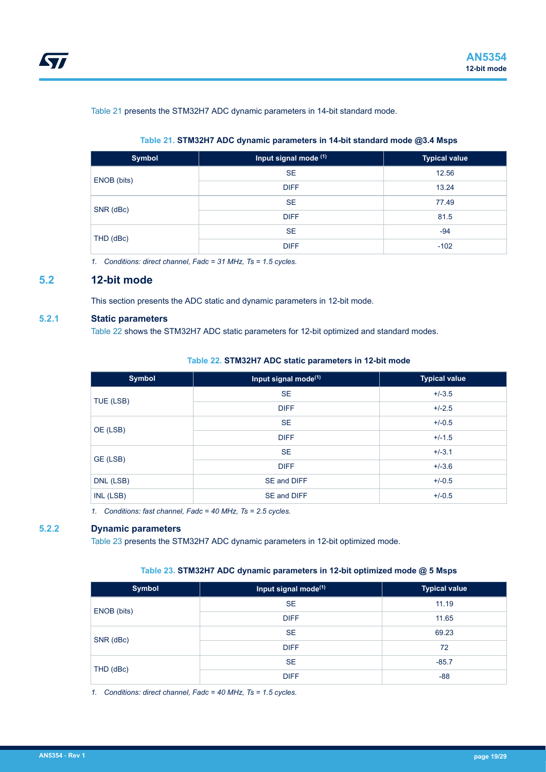Table 21 presents the STM32H7 ADC dynamic parameters in 14-bit standard mode.

**Table 21. STM32H7 ADC dynamic parameters in 14-bit standard mode @3.4 Msps**

| Symbol | Input signal mode [(1)] | Typical value |
|---|---|---|
| ENOB (bits) | SE | 12.56 |
| | DIFF | 13.24 |
| SNR (dBc) | SE | 77.49 |
| | DIFF | 81.5 |
| THD (dBc) | SE | -94 |
| | DIFF | -102 |

*1. Conditions: direct channel, Fadc = 31 MHz, Ts = 1.5 cycles.*

## 5.2 12-bit mode

This section presents the ADC static and dynamic parameters in 12-bit mode.

### 5.2.1 Static parameters

Table 22 shows the STM32H7 ADC static parameters for 12-bit optimized and standard modes.

**Table 22. STM32H7 ADC static parameters in 12-bit mode**

| Symbol | Input signal mode[(1)] | Typical value |
|---|---|---|
| TUE (LSB) | SE | +/-3.5 |
| | DIFF | +/-2.5 |
| OE (LSB) | SE | +/-0.5 |
| | DIFF | +/-1.5 |
| GE (LSB) | SE | +/-3.1 |
| | DIFF | +/-3.6 |
| DNL (LSB) | SE and DIFF | +/-0.5 |
| INL (LSB) | SE and DIFF | +/-0.5 |

*1. Conditions: fast channel, Fadc = 40 MHz, Ts = 2.5 cycles.*

### 5.2.2 Dynamic parameters

Table 23 presents the STM32H7 ADC dynamic parameters in 12-bit optimized mode.

**Table 23. STM32H7 ADC dynamic parameters in 12-bit optimized mode @ 5 Msps**

| Symbol | Input signal mode[(1)] | Typical value |
|---|---|---|
| ENOB (bits) | SE | 11.19 |
| | DIFF | 11.65 |
| SNR (dBc) | SE | 69.23 |
| | DIFF | 72 |
| THD (dBc) | SE | -85.7 |
| | DIFF | -88 |

*1. Conditions: direct channel, Fadc = 40 MHz, Ts = 1.5 cycles.*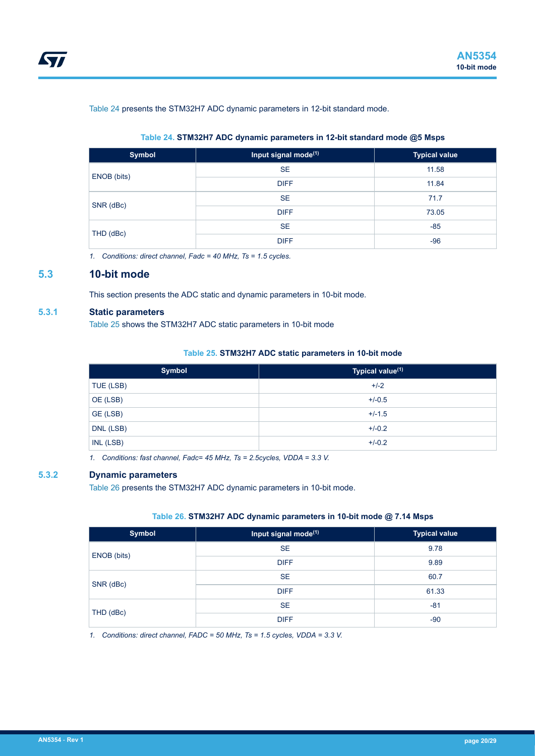Table 24 presents the STM32H7 ADC dynamic parameters in 12-bit standard mode.

**Table 24. STM32H7 ADC dynamic parameters in 12-bit standard mode @5 Msps**

| Symbol | Input signal mode(1) | Typical value |
|---|---|---|
| ENOB (bits) | SE | 11.58 |
| | DIFF | 11.84 |
| SNR (dBc) | SE | 71.7 |
| | DIFF | 73.05 |
| THD (dBc) | SE | -85 |
| | DIFF | -96 |

1. *Conditions: direct channel, Fadc = 40 MHz, Ts = 1.5 cycles.*

## 5.3 10-bit mode

This section presents the ADC static and dynamic parameters in 10-bit mode.

### 5.3.1 Static parameters

Table 25 shows the STM32H7 ADC static parameters in 10-bit mode

**Table 25. STM32H7 ADC static parameters in 10-bit mode**

| Symbol | Typical value(1) |
|---|---|
| TUE (LSB) | +/-2 |
| OE (LSB) | +/-0.5 |
| GE (LSB) | +/-1.5 |
| DNL (LSB) | +/-0.2 |
| INL (LSB) | +/-0.2 |

1. *Conditions: fast channel, Fadc= 45 MHz, Ts = 2.5cycles, VDDA = 3.3 V.*

### 5.3.2 Dynamic parameters

Table 26 presents the STM32H7 ADC dynamic parameters in 10-bit mode.

**Table 26. STM32H7 ADC dynamic parameters in 10-bit mode @ 7.14 Msps**

| Symbol | Input signal mode(1) | Typical value |
|---|---|---|
| ENOB (bits) | SE | 9.78 |
| | DIFF | 9.89 |
| SNR (dBc) | SE | 60.7 |
| | DIFF | 61.33 |
| THD (dBc) | SE | -81 |
| | DIFF | -90 |

1. *Conditions: direct channel, FADC = 50 MHz, Ts = 1.5 cycles, VDDA = 3.3 V.*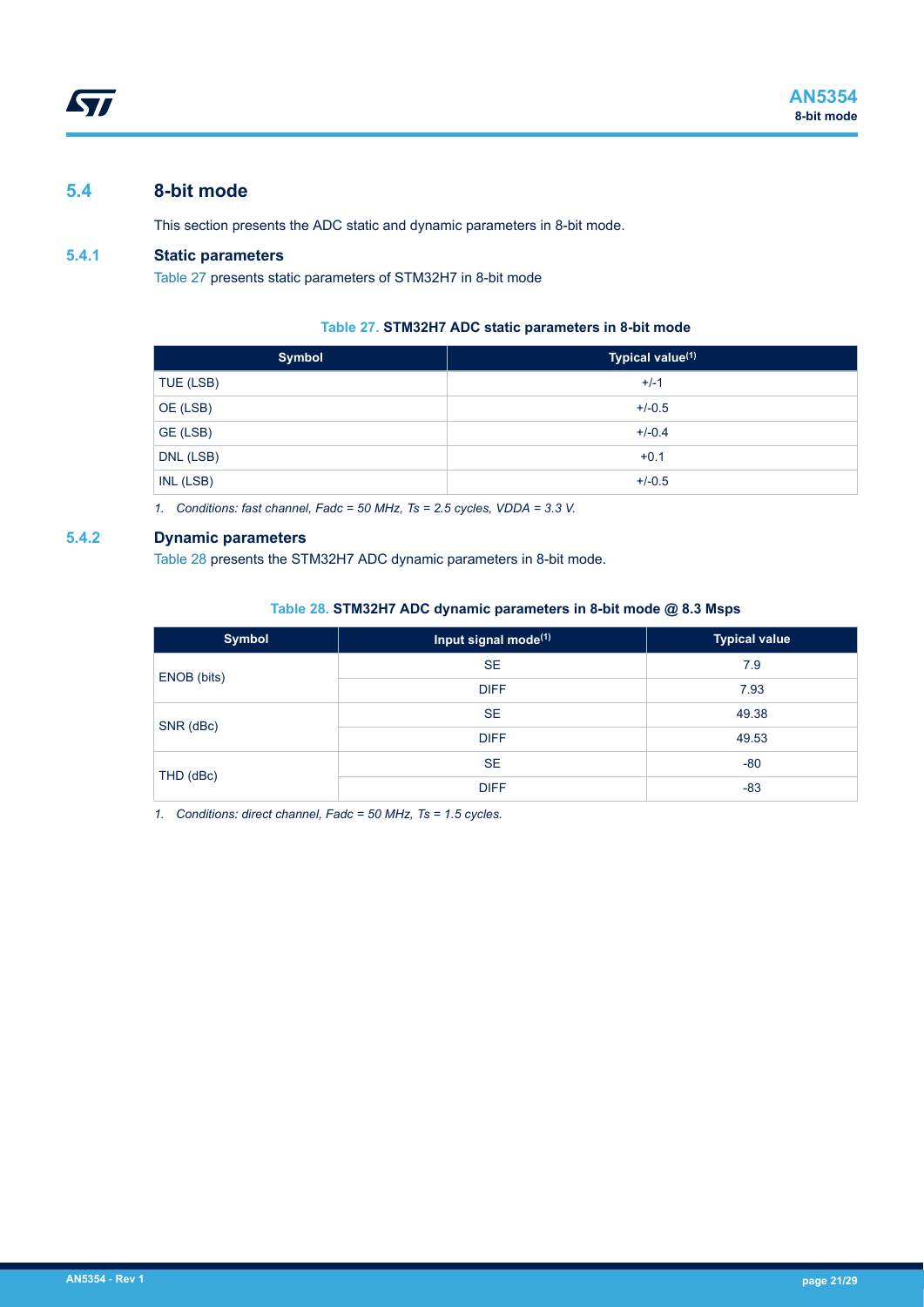## 5.4 8-bit mode

This section presents the ADC static and dynamic parameters in 8-bit mode.

### 5.4.1 Static parameters

Table 27 presents static parameters of STM32H7 in 8-bit mode

**Table 27. STM32H7 ADC static parameters in 8-bit mode**

| Symbol | Typical value[(1)] |
|---|---|
| TUE (LSB) | +/-1 |
| OE (LSB) | +/-0.5 |
| GE (LSB) | +/-0.4 |
| DNL (LSB) | +0.1 |
| INL (LSB) | +/-0.5 |

*1. Conditions: fast channel, Fadc = 50 MHz, Ts = 2.5 cycles, VDDA = 3.3 V.*

### 5.4.2 Dynamic parameters

Table 28 presents the STM32H7 ADC dynamic parameters in 8-bit mode.

**Table 28. STM32H7 ADC dynamic parameters in 8-bit mode @ 8.3 Msps**

| Symbol | Input signal mode[(1)] | Typical value |
|---|---|---|
| ENOB (bits) | SE | 7.9 |
| | DIFF | 7.93 |
| SNR (dBc) | SE | 49.38 |
| | DIFF | 49.53 |
| THD (dBc) | SE | -80 |
| | DIFF | -83 |

*1. Conditions: direct channel, Fadc = 50 MHz, Ts = 1.5 cycles.*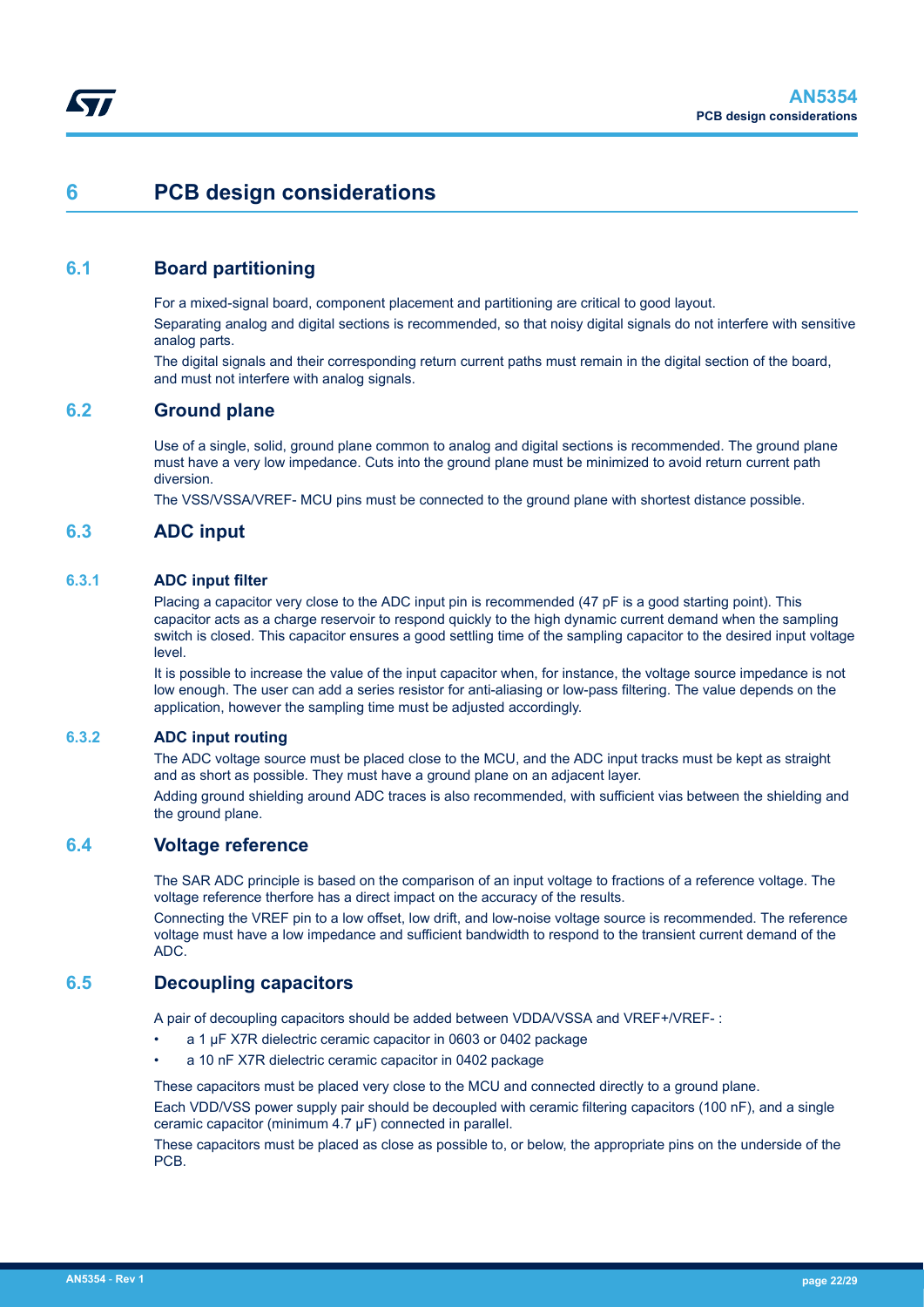# 6 PCB design considerations

## 6.1 Board partitioning

For a mixed-signal board, component placement and partitioning are critical to good layout.

Separating analog and digital sections is recommended, so that noisy digital signals do not interfere with sensitive analog parts.

The digital signals and their corresponding return current paths must remain in the digital section of the board, and must not interfere with analog signals.

## 6.2 Ground plane

Use of a single, solid, ground plane common to analog and digital sections is recommended. The ground plane must have a very low impedance. Cuts into the ground plane must be minimized to avoid return current path diversion.

The VSS/VSSA/VREF- MCU pins must be connected to the ground plane with shortest distance possible.

## 6.3 ADC input

### 6.3.1 ADC input filter

Placing a capacitor very close to the ADC input pin is recommended (47 pF is a good starting point). This capacitor acts as a charge reservoir to respond quickly to the high dynamic current demand when the sampling switch is closed. This capacitor ensures a good settling time of the sampling capacitor to the desired input voltage level.

It is possible to increase the value of the input capacitor when, for instance, the voltage source impedance is not low enough. The user can add a series resistor for anti-aliasing or low-pass filtering. The value depends on the application, however the sampling time must be adjusted accordingly.

### 6.3.2 ADC input routing

The ADC voltage source must be placed close to the MCU, and the ADC input tracks must be kept as straight and as short as possible. They must have a ground plane on an adjacent layer.

Adding ground shielding around ADC traces is also recommended, with sufficient vias between the shielding and the ground plane.

## 6.4 Voltage reference

The SAR ADC principle is based on the comparison of an input voltage to fractions of a reference voltage. The voltage reference therfore has a direct impact on the accuracy of the results.

Connecting the VREF pin to a low offset, low drift, and low-noise voltage source is recommended. The reference voltage must have a low impedance and sufficient bandwidth to respond to the transient current demand of the ADC.

## 6.5 Decoupling capacitors

A pair of decoupling capacitors should be added between VDDA/VSSA and VREF+/VREF- :

- a 1 µF X7R dielectric ceramic capacitor in 0603 or 0402 package
- a 10 nF X7R dielectric ceramic capacitor in 0402 package

These capacitors must be placed very close to the MCU and connected directly to a ground plane.

Each VDD/VSS power supply pair should be decoupled with ceramic filtering capacitors (100 nF), and a single ceramic capacitor (minimum 4.7 µF) connected in parallel.

These capacitors must be placed as close as possible to, or below, the appropriate pins on the underside of the PCB.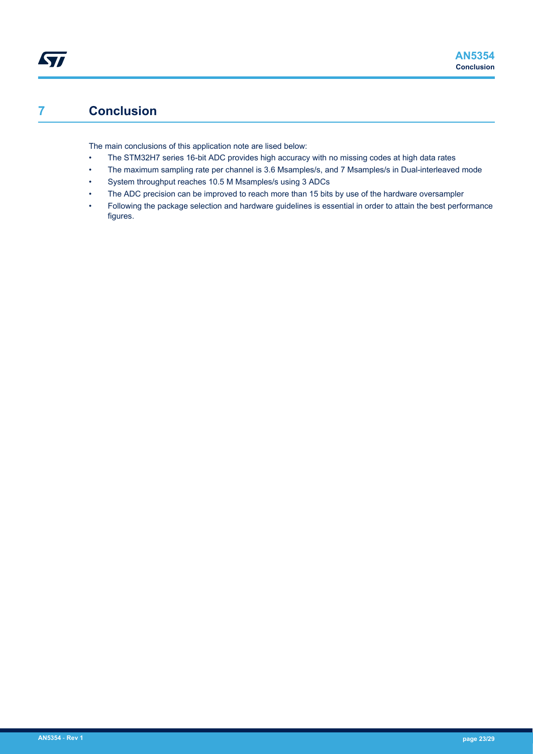# 7 Conclusion

The main conclusions of this application note are lised below:

- The STM32H7 series 16-bit ADC provides high accuracy with no missing codes at high data rates
- The maximum sampling rate per channel is 3.6 Msamples/s, and 7 Msamples/s in Dual-interleaved mode
- System throughput reaches 10.5 M Msamples/s using 3 ADCs
- The ADC precision can be improved to reach more than 15 bits by use of the hardware oversampler
- Following the package selection and hardware guidelines is essential in order to attain the best performance figures.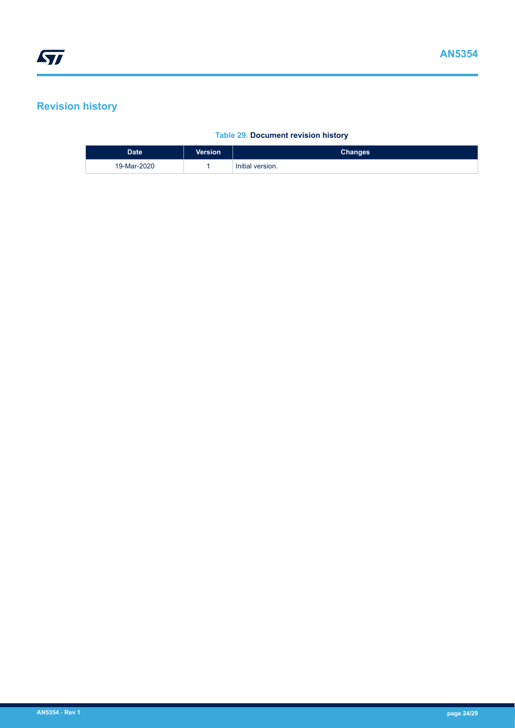## Revision history

**Table 29. Document revision history**

| Date | Version | Changes |
| --- | --- | --- |
| 19-Mar-2020 | 1 | Initial version. |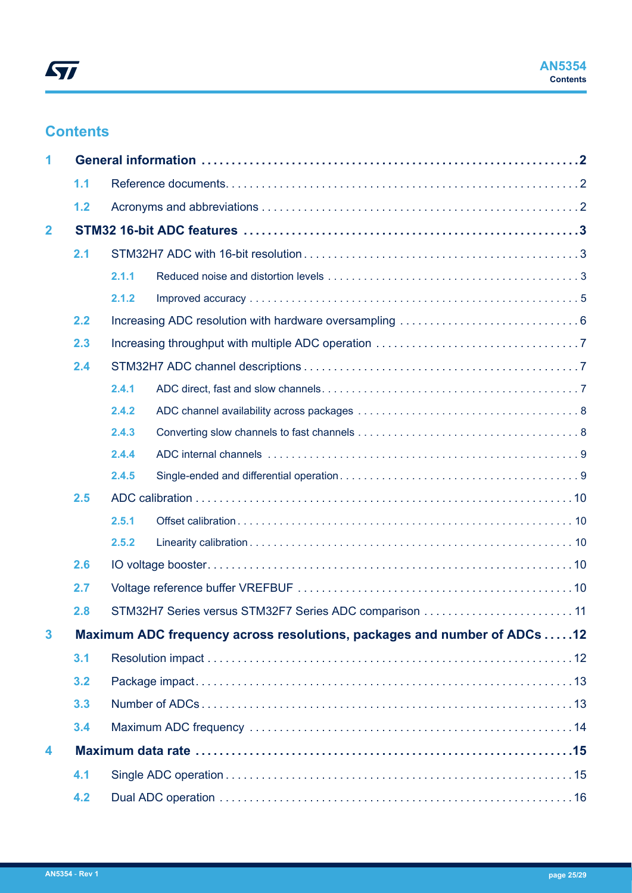## Contents

- **1 General information** . . . . . . . . . . . . . . . . . . . . . . . . . . . . . . . . . . . . . . . . . . . . . . . . . . . . . **2**
  - 1.1 Reference documents . . . . . . . . . . . . . . . . . . . . . . . . . . . . . . . . . . . . . . . . . . . . . . . . . . . 2
  - 1.2 Acronyms and abbreviations . . . . . . . . . . . . . . . . . . . . . . . . . . . . . . . . . . . . . . . . . . . . . . 2
- **2 STM32 16-bit ADC features** . . . . . . . . . . . . . . . . . . . . . . . . . . . . . . . . . . . . . . . . . . . . . . **3**
  - 2.1 STM32H7 ADC with 16-bit resolution . . . . . . . . . . . . . . . . . . . . . . . . . . . . . . . . . . . . . . . 3
    - 2.1.1 Reduced noise and distortion levels . . . . . . . . . . . . . . . . . . . . . . . . . . . . . . . . . . 3
    - 2.1.2 Improved accuracy . . . . . . . . . . . . . . . . . . . . . . . . . . . . . . . . . . . . . . . . . . . . . . . 5
  - 2.2 Increasing ADC resolution with hardware oversampling . . . . . . . . . . . . . . . . . . . . . . . . . 6
  - 2.3 Increasing throughput with multiple ADC operation . . . . . . . . . . . . . . . . . . . . . . . . . . . . 7
  - 2.4 STM32H7 ADC channel descriptions . . . . . . . . . . . . . . . . . . . . . . . . . . . . . . . . . . . . . . . 7
    - 2.4.1 ADC direct, fast and slow channels . . . . . . . . . . . . . . . . . . . . . . . . . . . . . . . . . . . 7
    - 2.4.2 ADC channel availability across packages . . . . . . . . . . . . . . . . . . . . . . . . . . . . . . 8
    - 2.4.3 Converting slow channels to fast channels . . . . . . . . . . . . . . . . . . . . . . . . . . . . . 8
    - 2.4.4 ADC internal channels . . . . . . . . . . . . . . . . . . . . . . . . . . . . . . . . . . . . . . . . . . . . 9
    - 2.4.5 Single-ended and differential operation . . . . . . . . . . . . . . . . . . . . . . . . . . . . . . . . 9
  - 2.5 ADC calibration . . . . . . . . . . . . . . . . . . . . . . . . . . . . . . . . . . . . . . . . . . . . . . . . . . . . . . 10
    - 2.5.1 Offset calibration . . . . . . . . . . . . . . . . . . . . . . . . . . . . . . . . . . . . . . . . . . . . . . . . 10
    - 2.5.2 Linearity calibration . . . . . . . . . . . . . . . . . . . . . . . . . . . . . . . . . . . . . . . . . . . . . . 10
  - 2.6 IO voltage booster . . . . . . . . . . . . . . . . . . . . . . . . . . . . . . . . . . . . . . . . . . . . . . . . . . . . 10
  - 2.7 Voltage reference buffer VREFBUF . . . . . . . . . . . . . . . . . . . . . . . . . . . . . . . . . . . . . . . . 10
  - 2.8 STM32H7 Series versus STM32F7 Series ADC comparison . . . . . . . . . . . . . . . . . . . . . . 11
- **3 Maximum ADC frequency across resolutions, packages and number of ADCs** . . . . . **12**
  - 3.1 Resolution impact . . . . . . . . . . . . . . . . . . . . . . . . . . . . . . . . . . . . . . . . . . . . . . . . . . . . 12
  - 3.2 Package impact . . . . . . . . . . . . . . . . . . . . . . . . . . . . . . . . . . . . . . . . . . . . . . . . . . . . . 13
  - 3.3 Number of ADCs . . . . . . . . . . . . . . . . . . . . . . . . . . . . . . . . . . . . . . . . . . . . . . . . . . . . . 13
  - 3.4 Maximum ADC frequency . . . . . . . . . . . . . . . . . . . . . . . . . . . . . . . . . . . . . . . . . . . . . . . 14
- **4 Maximum data rate** . . . . . . . . . . . . . . . . . . . . . . . . . . . . . . . . . . . . . . . . . . . . . . . . . . . . . . **15**
  - 4.1 Single ADC operation . . . . . . . . . . . . . . . . . . . . . . . . . . . . . . . . . . . . . . . . . . . . . . . . . . 15
  - 4.2 Dual ADC operation . . . . . . . . . . . . . . . . . . . . . . . . . . . . . . . . . . . . . . . . . . . . . . . . . . . 16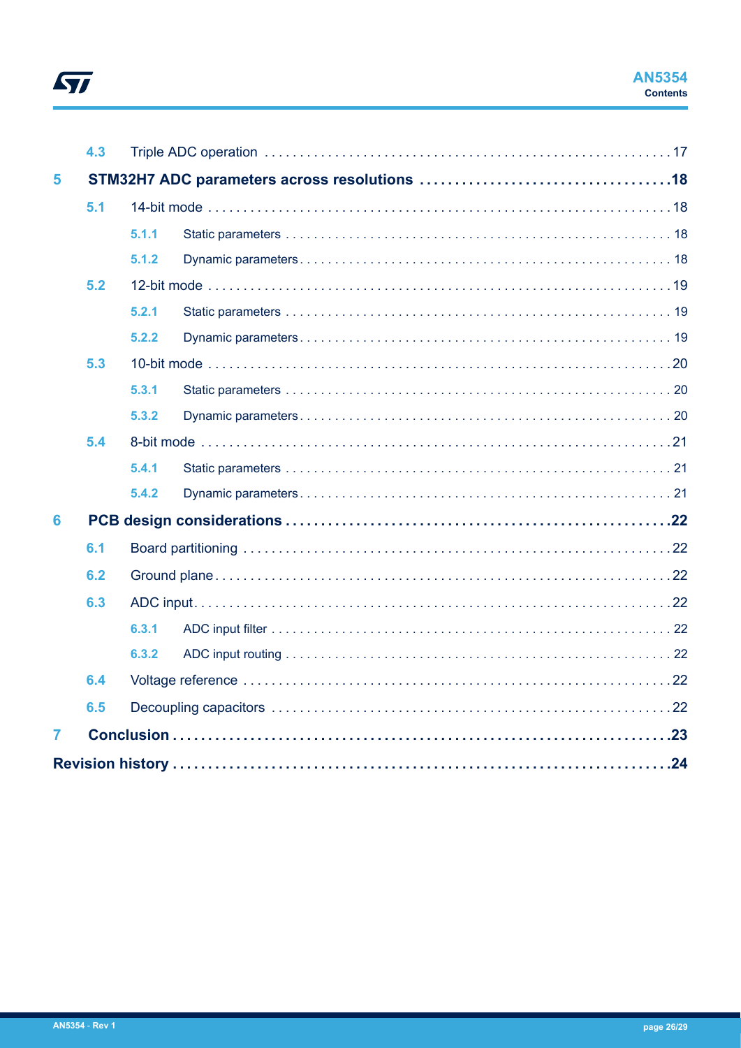- 4.3 Triple ADC operation . . . . . . . . . . 17
- **5 STM32H7 ADC parameters across resolutions . . . . . . . . . . 18**
  - 5.1 14-bit mode . . . . . . . . . . 18
    - 5.1.1 Static parameters . . . . . . . . . . 18
    - 5.1.2 Dynamic parameters . . . . . . . . . . 18
  - 5.2 12-bit mode . . . . . . . . . . 19
    - 5.2.1 Static parameters . . . . . . . . . . 19
    - 5.2.2 Dynamic parameters . . . . . . . . . . 19
  - 5.3 10-bit mode . . . . . . . . . . 20
    - 5.3.1 Static parameters . . . . . . . . . . 20
    - 5.3.2 Dynamic parameters . . . . . . . . . . 20
  - 5.4 8-bit mode . . . . . . . . . . 21
    - 5.4.1 Static parameters . . . . . . . . . . 21
    - 5.4.2 Dynamic parameters . . . . . . . . . . 21
- **6 PCB design considerations . . . . . . . . . . 22**
  - 6.1 Board partitioning . . . . . . . . . . 22
  - 6.2 Ground plane . . . . . . . . . . 22
  - 6.3 ADC input . . . . . . . . . . 22
    - 6.3.1 ADC input filter . . . . . . . . . . 22
    - 6.3.2 ADC input routing . . . . . . . . . . 22
  - 6.4 Voltage reference . . . . . . . . . . 22
  - 6.5 Decoupling capacitors . . . . . . . . . . 22
- **7 Conclusion . . . . . . . . . . 23**
- **Revision history . . . . . . . . . . 24**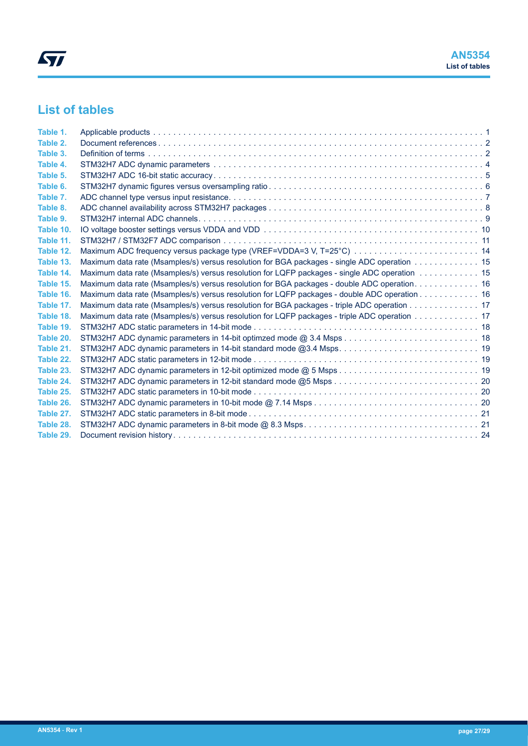## List of tables

- Table 1. Applicable products . . . . . . . . . . 1
- Table 2. Document references . . . . . . . . . . 2
- Table 3. Definition of terms . . . . . . . . . . 2
- Table 4. STM32H7 ADC dynamic parameters . . . . . . . . . . 4
- Table 5. STM32H7 ADC 16-bit static accuracy . . . . . . . . . . 5
- Table 6. STM32H7 dynamic figures versus oversampling ratio . . . . . . . . . . 6
- Table 7. ADC channel type versus input resistance . . . . . . . . . . 7
- Table 8. ADC channel availability across STM32H7 packages . . . . . . . . . . 8
- Table 9. STM32H7 internal ADC channels . . . . . . . . . . 9
- Table 10. IO voltage booster settings versus VDDA and VDD . . . . . . . . . . 10
- Table 11. STM32H7 / STM32F7 ADC comparison . . . . . . . . . . 11
- Table 12. Maximum ADC frequency versus package type (VREF=VDDA=3 V, T=25°C) . . . . . . . . . . 14
- Table 13. Maximum data rate (Msamples/s) versus resolution for BGA packages - single ADC operation . . . . . . . . . . 15
- Table 14. Maximum data rate (Msamples/s) versus resolution for LQFP packages - single ADC operation . . . . . . . . . . 15
- Table 15. Maximum data rate (Msamples/s) versus resolution for BGA packages - double ADC operation . . . . . . . . . . 16
- Table 16. Maximum data rate (Msamples/s) versus resolution for LQFP packages - double ADC operation . . . . . . . . . . 16
- Table 17. Maximum data rate (Msamples/s) versus resolution for BGA packages - triple ADC operation . . . . . . . . . . 17
- Table 18. Maximum data rate (Msamples/s) versus resolution for LQFP packages - triple ADC operation . . . . . . . . . . 17
- Table 19. STM32H7 ADC static parameters in 14-bit mode . . . . . . . . . . 18
- Table 20. STM32H7 ADC dynamic parameters in 14-bit optimzed mode @ 3.4 Msps . . . . . . . . . . 18
- Table 21. STM32H7 ADC dynamic parameters in 14-bit standard mode @3.4 Msps . . . . . . . . . . 19
- Table 22. STM32H7 ADC static parameters in 12-bit mode . . . . . . . . . . 19
- Table 23. STM32H7 ADC dynamic parameters in 12-bit optimized mode @ 5 Msps . . . . . . . . . . 19
- Table 24. STM32H7 ADC dynamic parameters in 12-bit standard mode @5 Msps . . . . . . . . . . 20
- Table 25. STM32H7 ADC static parameters in 10-bit mode . . . . . . . . . . 20
- Table 26. STM32H7 ADC dynamic parameters in 10-bit mode @ 7.14 Msps . . . . . . . . . . 20
- Table 27. STM32H7 ADC static parameters in 8-bit mode . . . . . . . . . . 21
- Table 28. STM32H7 ADC dynamic parameters in 8-bit mode @ 8.3 Msps . . . . . . . . . . 21
- Table 29. Document revision history . . . . . . . . . . 24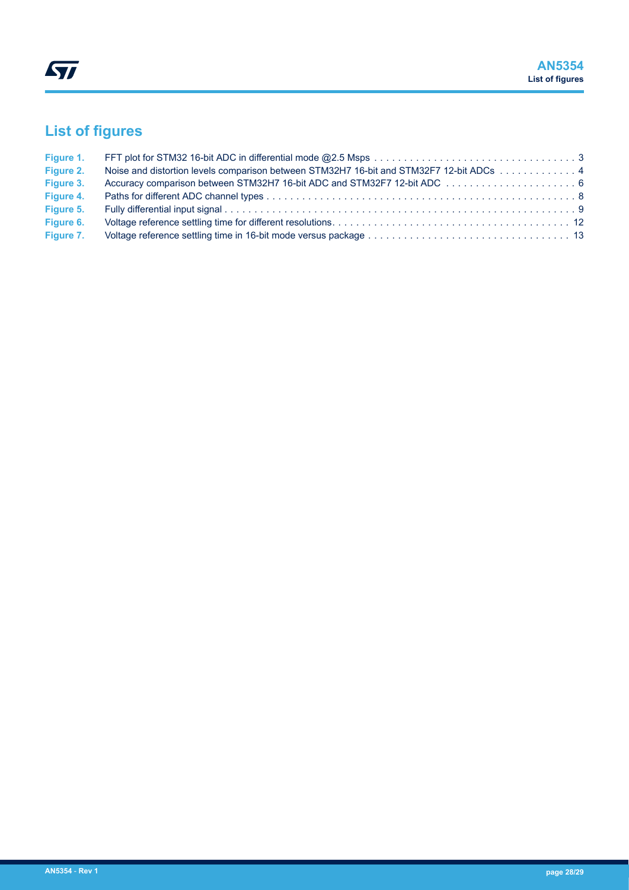## List of figures

| | | |
|---|---|---|
| Figure 1. | FFT plot for STM32 16-bit ADC in differential mode @2.5 Msps | 3 |
| Figure 2. | Noise and distortion levels comparison between STM32H7 16-bit and STM32F7 12-bit ADCs | 4 |
| Figure 3. | Accuracy comparison between STM32H7 16-bit ADC and STM32F7 12-bit ADC | 6 |
| Figure 4. | Paths for different ADC channel types | 8 |
| Figure 5. | Fully differential input signal | 9 |
| Figure 6. | Voltage reference settling time for different resolutions | 12 |
| Figure 7. | Voltage reference settling time in 16-bit mode versus package | 13 |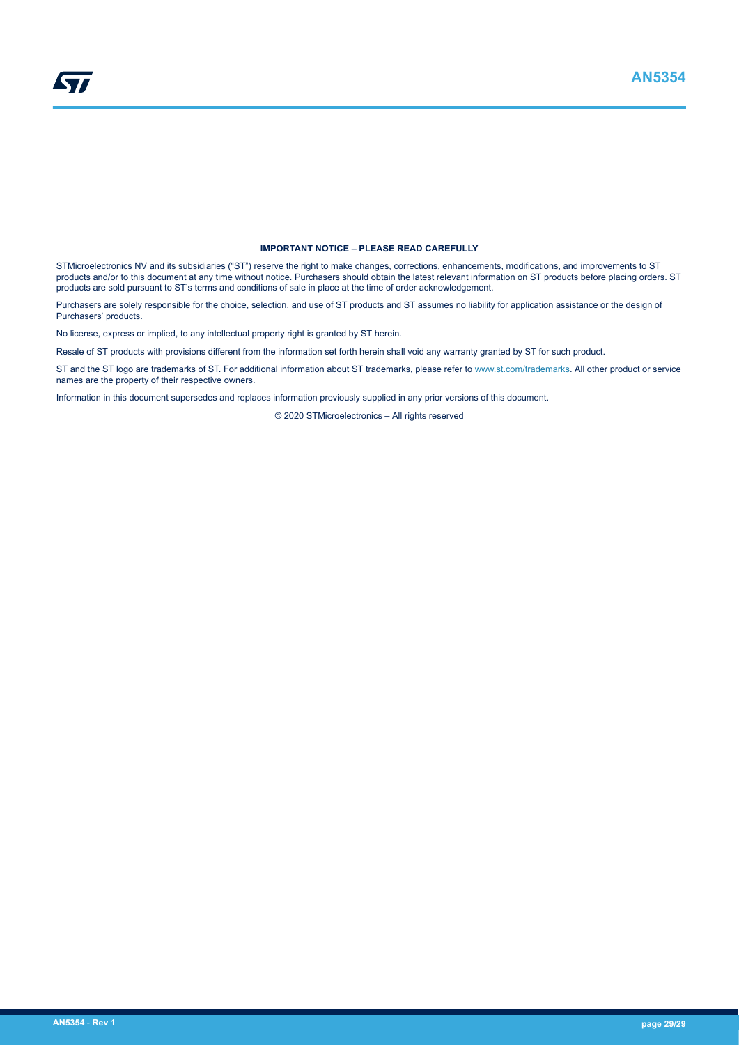**IMPORTANT NOTICE – PLEASE READ CAREFULLY**

STMicroelectronics NV and its subsidiaries ("ST") reserve the right to make changes, corrections, enhancements, modifications, and improvements to ST products and/or to this document at any time without notice. Purchasers should obtain the latest relevant information on ST products before placing orders. ST products are sold pursuant to ST's terms and conditions of sale in place at the time of order acknowledgement.

Purchasers are solely responsible for the choice, selection, and use of ST products and ST assumes no liability for application assistance or the design of Purchasers' products.

No license, express or implied, to any intellectual property right is granted by ST herein.

Resale of ST products with provisions different from the information set forth herein shall void any warranty granted by ST for such product.

ST and the ST logo are trademarks of ST. For additional information about ST trademarks, please refer to www.st.com/trademarks. All other product or service names are the property of their respective owners.

Information in this document supersedes and replaces information previously supplied in any prior versions of this document.

© 2020 STMicroelectronics – All rights reserved